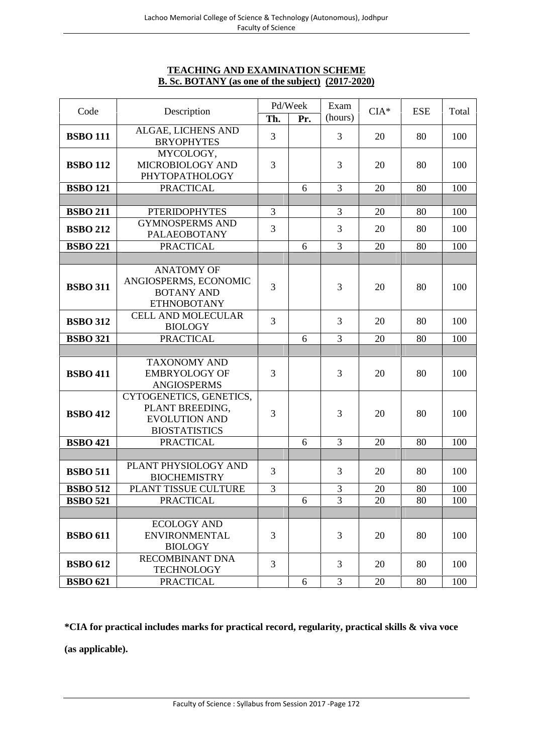## TEACHING AND EXAMINATION SCHEME

## B. Sc. BOTANY (as one of the subject) (2017-2020)

| Code | Description | Pd/Week | | Exam (hours) | CIA* | ESE | Total |
|---|---|---|---|---|---|---|---|
| | | Th. | Pr. | | | | |
| **BSBO 111** | ALGAE, LICHENS AND BRYOPHYTES | 3 | | 3 | 20 | 80 | 100 |
| **BSBO 112** | MYCOLOGY, MICROBIOLOGY AND PHYTOPATHOLOGY | 3 | | 3 | 20 | 80 | 100 |
| **BSBO 121** | PRACTICAL | | 6 | 3 | 20 | 80 | 100 |
| | | | | | | | |
| **BSBO 211** | PTERIDOPHYTES | 3 | | 3 | 20 | 80 | 100 |
| **BSBO 212** | GYMNOSPERMS AND PALAEOBOTANY | 3 | | 3 | 20 | 80 | 100 |
| **BSBO 221** | PRACTICAL | | 6 | 3 | 20 | 80 | 100 |
| | | | | | | | |
| **BSBO 311** | ANATOMY OF ANGIOSPERMS, ECONOMIC BOTANY AND ETHNOBOTANY | 3 | | 3 | 20 | 80 | 100 |
| **BSBO 312** | CELL AND MOLECULAR BIOLOGY | 3 | | 3 | 20 | 80 | 100 |
| **BSBO 321** | PRACTICAL | | 6 | 3 | 20 | 80 | 100 |
| | | | | | | | |
| **BSBO 411** | TAXONOMY AND EMBRYOLOGY OF ANGIOSPERMS | 3 | | 3 | 20 | 80 | 100 |
| **BSBO 412** | CYTOGENETICS, GENETICS, PLANT BREEDING, EVOLUTION AND BIOSTATISTICS | 3 | | 3 | 20 | 80 | 100 |
| **BSBO 421** | PRACTICAL | | 6 | 3 | 20 | 80 | 100 |
| | | | | | | | |
| **BSBO 511** | PLANT PHYSIOLOGY AND BIOCHEMISTRY | 3 | | 3 | 20 | 80 | 100 |
| **BSBO 512** | PLANT TISSUE CULTURE | 3 | | 3 | 20 | 80 | 100 |
| **BSBO 521** | PRACTICAL | | 6 | 3 | 20 | 80 | 100 |
| | | | | | | | |
| **BSBO 611** | ECOLOGY AND ENVIRONMENTAL BIOLOGY | 3 | | 3 | 20 | 80 | 100 |
| **BSBO 612** | RECOMBINANT DNA TECHNOLOGY | 3 | | 3 | 20 | 80 | 100 |
| **BSBO 621** | PRACTICAL | | 6 | 3 | 20 | 80 | 100 |

**\*CIA for practical includes marks for practical record, regularity, practical skills & viva voce (as applicable).**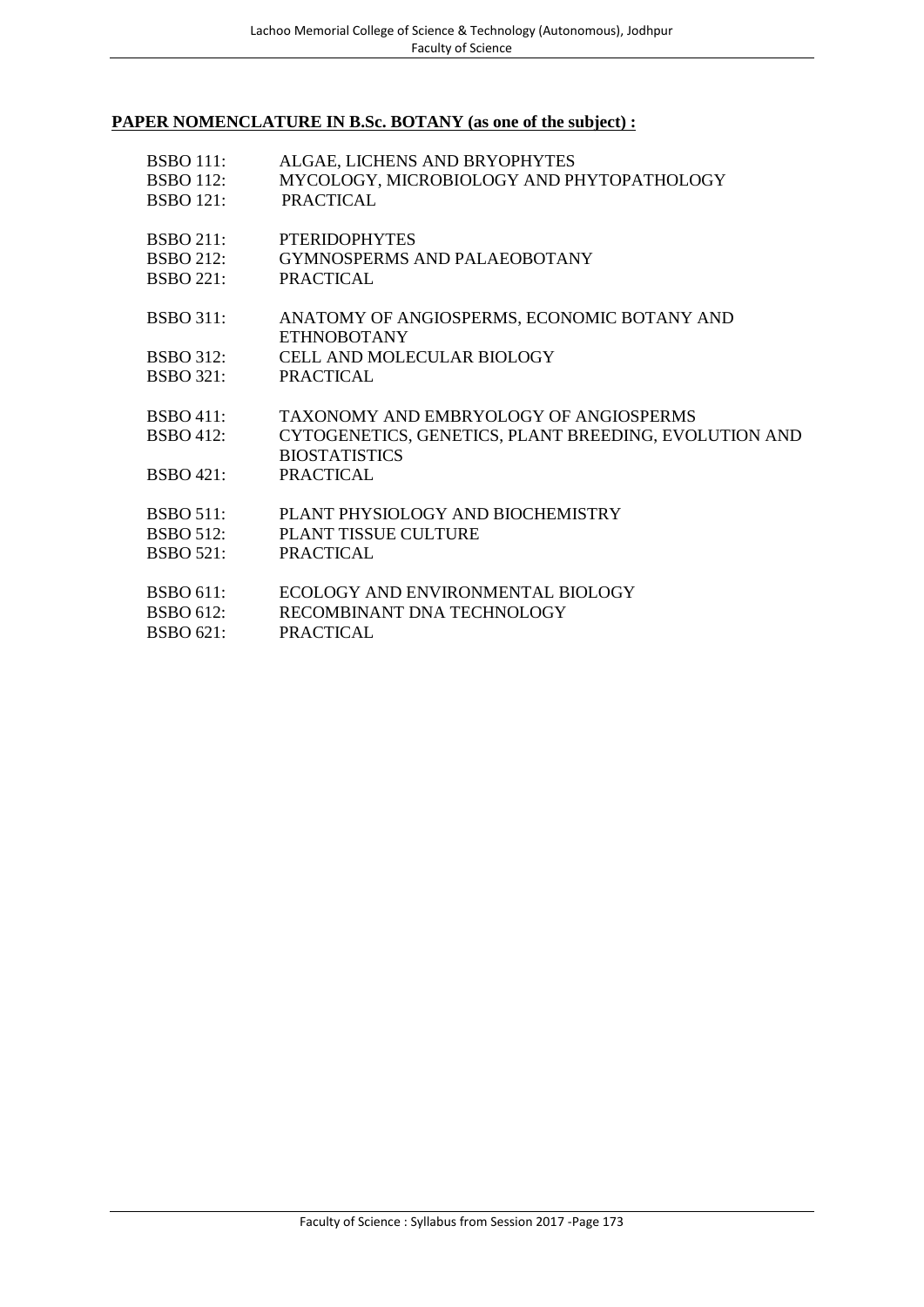## **PAPER NOMENCLATURE IN B.Sc. BOTANY (as one of the subject) :**

| | |
|---|---|
| BSBO 111: | ALGAE, LICHENS AND BRYOPHYTES |
| BSBO 112: | MYCOLOGY, MICROBIOLOGY AND PHYTOPATHOLOGY |
| BSBO 121: | PRACTICAL |
| BSBO 211: | PTERIDOPHYTES |
| BSBO 212: | GYMNOSPERMS AND PALAEOBOTANY |
| BSBO 221: | PRACTICAL |
| BSBO 311: | ANATOMY OF ANGIOSPERMS, ECONOMIC BOTANY AND ETHNOBOTANY |
| BSBO 312: | CELL AND MOLECULAR BIOLOGY |
| BSBO 321: | PRACTICAL |
| BSBO 411: | TAXONOMY AND EMBRYOLOGY OF ANGIOSPERMS |
| BSBO 412: | CYTOGENETICS, GENETICS, PLANT BREEDING, EVOLUTION AND BIOSTATISTICS |
| BSBO 421: | PRACTICAL |
| BSBO 511: | PLANT PHYSIOLOGY AND BIOCHEMISTRY |
| BSBO 512: | PLANT TISSUE CULTURE |
| BSBO 521: | PRACTICAL |
| BSBO 611: | ECOLOGY AND ENVIRONMENTAL BIOLOGY |
| BSBO 612: | RECOMBINANT DNA TECHNOLOGY |
| BSBO 621: | PRACTICAL |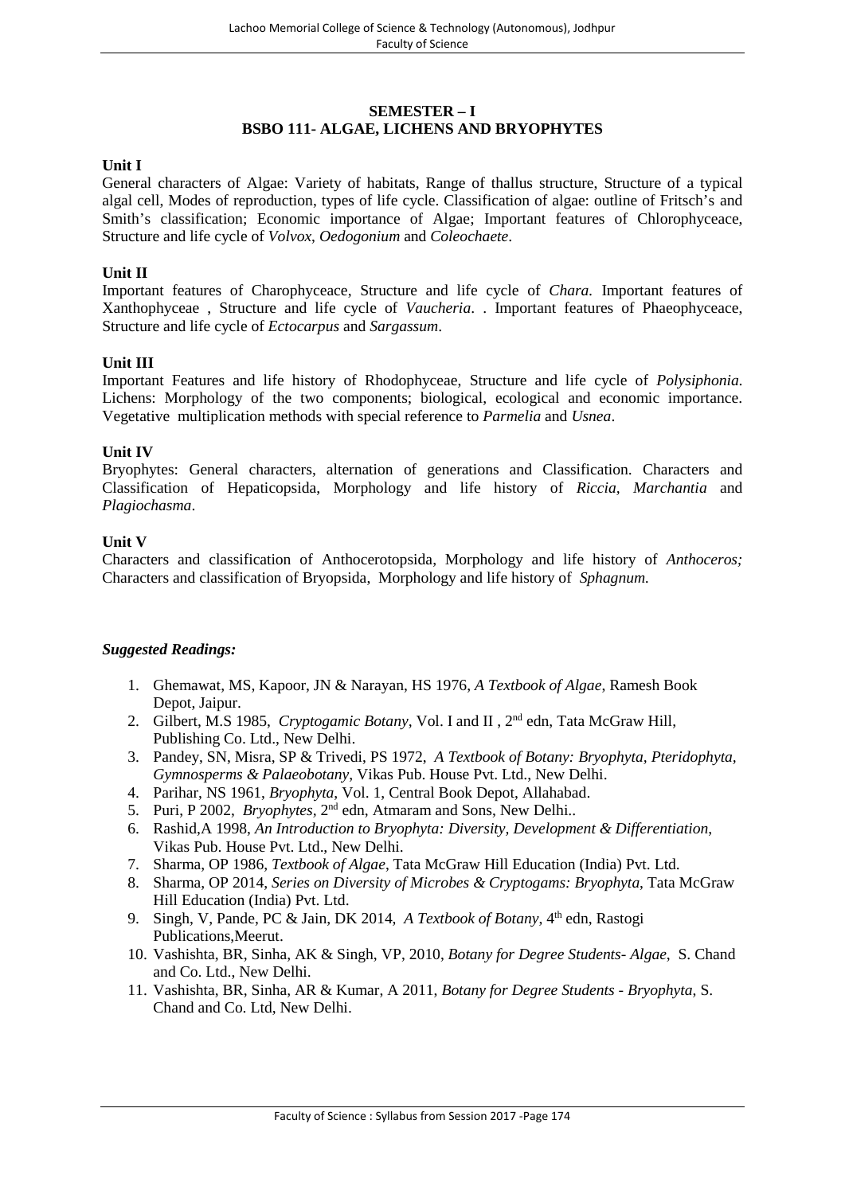## SEMESTER – I
## BSBO 111- ALGAE, LICHENS AND BRYOPHYTES

### Unit I

General characters of Algae: Variety of habitats, Range of thallus structure, Structure of a typical algal cell, Modes of reproduction, types of life cycle. Classification of algae: outline of Fritsch's and Smith's classification; Economic importance of Algae; Important features of Chlorophyceace, Structure and life cycle of *Volvox*, *Oedogonium* and *Coleochaete*.

### Unit II

Important features of Charophyceace, Structure and life cycle of *Chara.* Important features of Xanthophyceae , Structure and life cycle of *Vaucheria*. . Important features of Phaeophyceace, Structure and life cycle of *Ectocarpus* and *Sargassum*.

### Unit III

Important Features and life history of Rhodophyceae, Structure and life cycle of *Polysiphonia.* Lichens: Morphology of the two components; biological, ecological and economic importance. Vegetative multiplication methods with special reference to *Parmelia* and *Usnea*.

### Unit IV

Bryophytes: General characters, alternation of generations and Classification. Characters and Classification of Hepaticopsida, Morphology and life history of *Riccia*, *Marchantia* and *Plagiochasma*.

### Unit V

Characters and classification of Anthocerotopsida, Morphology and life history of *Anthoceros;* Characters and classification of Bryopsida, Morphology and life history of *Sphagnum.*

***Suggested Readings:***

1. Ghemawat, MS, Kapoor, JN & Narayan, HS 1976, *A Textbook of Algae*, Ramesh Book Depot, Jaipur.
2. Gilbert, M.S 1985, *Cryptogamic Botany*, Vol. I and II , 2nd edn, Tata McGraw Hill, Publishing Co. Ltd., New Delhi.
3. Pandey, SN, Misra, SP & Trivedi, PS 1972, *A Textbook of Botany: Bryophyta, Pteridophyta, Gymnosperms & Palaeobotany*, Vikas Pub. House Pvt. Ltd., New Delhi.
4. Parihar, NS 1961, *Bryophyta*, Vol. 1, Central Book Depot, Allahabad.
5. Puri, P 2002, *Bryophytes*, 2nd edn, Atmaram and Sons, New Delhi..
6. Rashid,A 1998, *An Introduction to Bryophyta: Diversity, Development & Differentiation*, Vikas Pub. House Pvt. Ltd., New Delhi.
7. Sharma, OP 1986, *Textbook of Algae*, Tata McGraw Hill Education (India) Pvt. Ltd.
8. Sharma, OP 2014, *Series on Diversity of Microbes & Cryptogams: Bryophyta*, Tata McGraw Hill Education (India) Pvt. Ltd.
9. Singh, V, Pande, PC & Jain, DK 2014, *A Textbook of Botany*, 4th edn, Rastogi Publications,Meerut.
10. Vashishta, BR, Sinha, AK & Singh, VP, 2010, *Botany for Degree Students- Algae*, S. Chand and Co. Ltd., New Delhi.
11. Vashishta, BR, Sinha, AR & Kumar, A 2011, *Botany for Degree Students - Bryophyta*, S. Chand and Co. Ltd, New Delhi.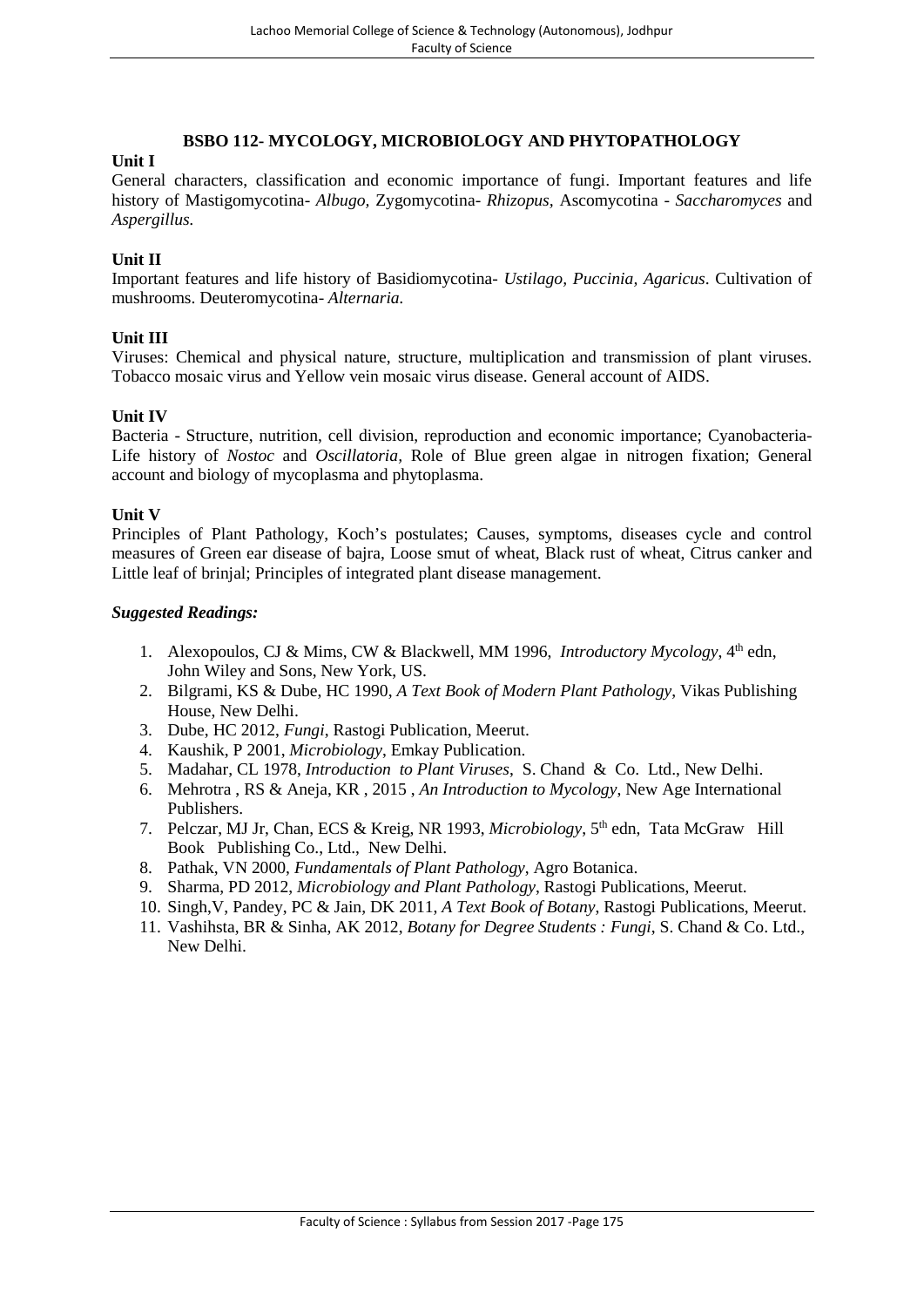## BSBO 112- MYCOLOGY, MICROBIOLOGY AND PHYTOPATHOLOGY

**Unit I**

General characters, classification and economic importance of fungi. Important features and life history of Mastigomycotina- *Albugo*, Zygomycotina- *Rhizopus*, Ascomycotina - *Saccharomyces* and *Aspergillus.*

**Unit II**

Important features and life history of Basidiomycotina- *Ustilago, Puccinia, Agaricus*. Cultivation of mushrooms. Deuteromycotina- *Alternaria.*

**Unit III**

Viruses: Chemical and physical nature, structure, multiplication and transmission of plant viruses. Tobacco mosaic virus and Yellow vein mosaic virus disease. General account of AIDS.

**Unit IV**

Bacteria - Structure, nutrition, cell division, reproduction and economic importance; Cyanobacteria- Life history of *Nostoc* and *Oscillatoria,* Role of Blue green algae in nitrogen fixation; General account and biology of mycoplasma and phytoplasma.

**Unit V**

Principles of Plant Pathology, Koch's postulates; Causes, symptoms, diseases cycle and control measures of Green ear disease of bajra, Loose smut of wheat, Black rust of wheat, Citrus canker and Little leaf of brinjal; Principles of integrated plant disease management.

***Suggested Readings:***

1. Alexopoulos, CJ & Mims, CW & Blackwell, MM 1996, *Introductory Mycology*, 4th edn, John Wiley and Sons, New York, US.
2. Bilgrami, KS & Dube, HC 1990, *A Text Book of Modern Plant Pathology*, Vikas Publishing House, New Delhi.
3. Dube, HC 2012, *Fungi*, Rastogi Publication, Meerut.
4. Kaushik, P 2001, *Microbiology*, Emkay Publication.
5. Madahar, CL 1978, *Introduction to Plant Viruses*, S. Chand & Co. Ltd., New Delhi.
6. Mehrotra , RS & Aneja, KR , 2015 , *An Introduction to Mycology*, New Age International Publishers.
7. Pelczar, MJ Jr, Chan, ECS & Kreig, NR 1993, *Microbiology*, 5th edn, Tata McGraw Hill Book Publishing Co., Ltd., New Delhi.
8. Pathak, VN 2000, *Fundamentals of Plant Pathology*, Agro Botanica.
9. Sharma, PD 2012, *Microbiology and Plant Pathology*, Rastogi Publications, Meerut.
10. Singh,V, Pandey, PC & Jain, DK 2011, *A Text Book of Botany*, Rastogi Publications, Meerut.
11. Vashihsta, BR & Sinha, AK 2012, *Botany for Degree Students : Fungi*, S. Chand & Co. Ltd., New Delhi.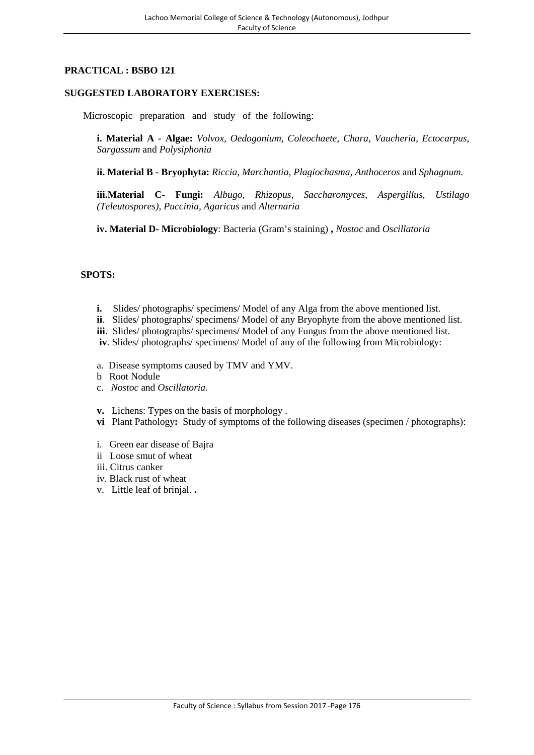**PRACTICAL : BSBO 121**

**SUGGESTED LABORATORY EXERCISES:**

Microscopic preparation and study of the following:

**i. Material A - Algae:** *Volvox, Oedogonium, Coleochaete, Chara, Vaucheria, Ectocarpus, Sargassum* and *Polysiphonia*

**ii. Material B - Bryophyta:** *Riccia, Marchantia, Plagiochasma, Anthoceros* and *Sphagnum.*

**iii.Material C- Fungi:** *Albugo, Rhizopus, Saccharomyces, Aspergillus, Ustilago (Teleutospores), Puccinia, Agaricus* and *Alternaria*

**iv. Material D- Microbiology**: Bacteria (Gram's staining) **,** *Nostoc* and *Oscillatoria*

**SPOTS:**

**i.** Slides/ photographs/ specimens/ Model of any Alga from the above mentioned list.
**ii**. Slides/ photographs/ specimens/ Model of any Bryophyte from the above mentioned list.
**iii**. Slides/ photographs/ specimens/ Model of any Fungus from the above mentioned list.
**iv**. Slides/ photographs/ specimens/ Model of any of the following from Microbiology:

a. Disease symptoms caused by TMV and YMV.
b Root Nodule
c. *Nostoc* and *Oscillatoria.*

**v.** Lichens: Types on the basis of morphology .
**vi** Plant Pathology**:** Study of symptoms of the following diseases (specimen / photographs):

i. Green ear disease of Bajra
ii Loose smut of wheat
iii. Citrus canker
iv. Black rust of wheat
v. Little leaf of brinjal. **.**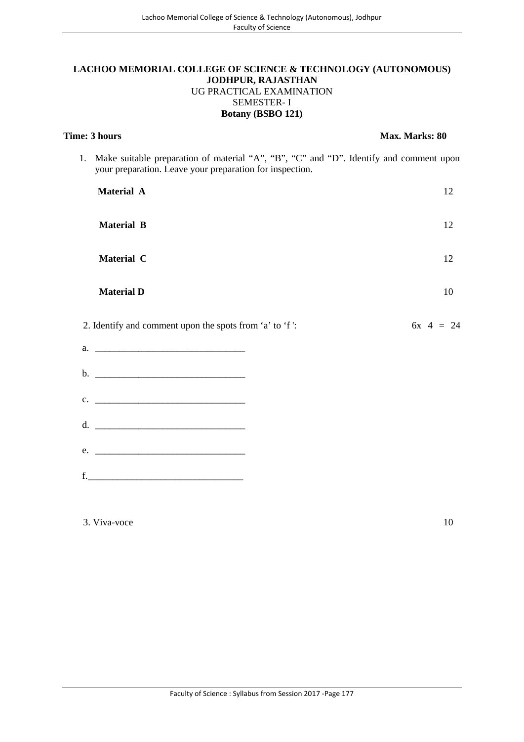**LACHOO MEMORIAL COLLEGE OF SCIENCE & TECHNOLOGY (AUTONOMOUS)**
**JODHPUR, RAJASTHAN**
UG PRACTICAL EXAMINATION
SEMESTER- I
**Botany (BSBO 121)**

**Time: 3 hours** **Max. Marks: 80**

1. Make suitable preparation of material "A", "B", "C" and "D". Identify and comment upon your preparation. Leave your preparation for inspection.

| | |
|---|---|
| **Material A** | 12 |
| **Material B** | 12 |
| **Material C** | 12 |
| **Material D** | 10 |

2. Identify and comment upon the spots from 'a' to 'f ': 6x 4 = 24

a. _______________________________

b. _______________________________

c. _______________________________

d. _______________________________

e. _______________________________

f._______________________________

3. Viva-voce 10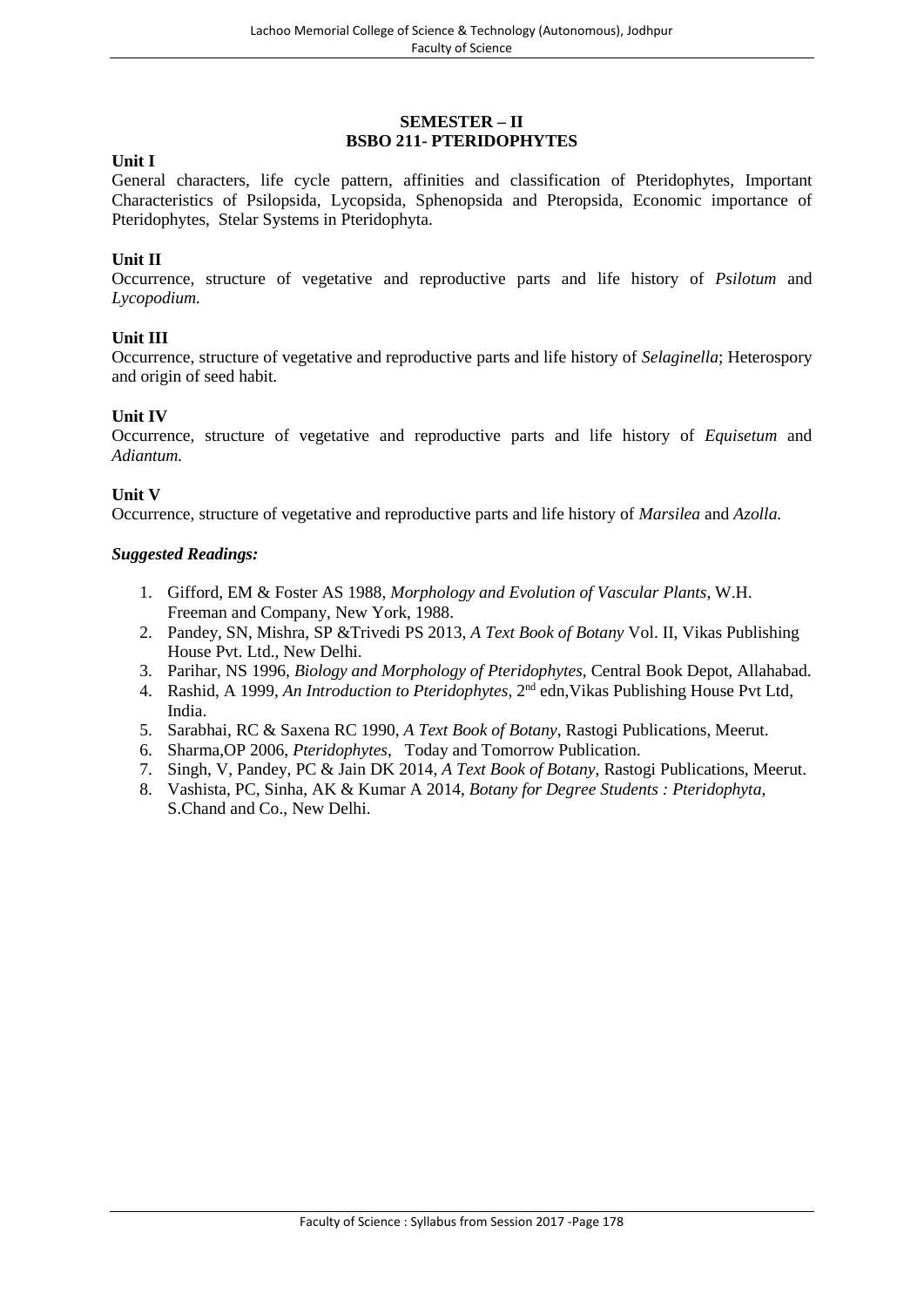## SEMESTER – II
## BSBO 211- PTERIDOPHYTES

**Unit I**

General characters, life cycle pattern, affinities and classification of Pteridophytes, Important Characteristics of Psilopsida, Lycopsida, Sphenopsida and Pteropsida, Economic importance of Pteridophytes, Stelar Systems in Pteridophyta.

**Unit II**

Occurrence, structure of vegetative and reproductive parts and life history of *Psilotum* and *Lycopodium.*

**Unit III**

Occurrence, structure of vegetative and reproductive parts and life history of *Selaginella*; Heterospory and origin of seed habit.

**Unit IV**

Occurrence, structure of vegetative and reproductive parts and life history of *Equisetum* and *Adiantum.*

**Unit V**

Occurrence, structure of vegetative and reproductive parts and life history of *Marsilea* and *Azolla.*

***Suggested Readings:***

1. Gifford, EM & Foster AS 1988, *Morphology and Evolution of Vascular Plants*, W.H. Freeman and Company, New York, 1988.
2. Pandey, SN, Mishra, SP &Trivedi PS 2013, *A Text Book of Botany* Vol. II, Vikas Publishing House Pvt. Ltd., New Delhi.
3. Parihar, NS 1996, *Biology and Morphology of Pteridophytes*, Central Book Depot, Allahabad.
4. Rashid, A 1999, *An Introduction to Pteridophytes*, 2nd edn,Vikas Publishing House Pvt Ltd, India.
5. Sarabhai, RC & Saxena RC 1990, *A Text Book of Botany*, Rastogi Publications, Meerut.
6. Sharma,OP 2006, *Pteridophytes*, Today and Tomorrow Publication.
7. Singh, V, Pandey, PC & Jain DK 2014, *A Text Book of Botany*, Rastogi Publications, Meerut.
8. Vashista, PC, Sinha, AK & Kumar A 2014, *Botany for Degree Students : Pteridophyta*, S.Chand and Co., New Delhi.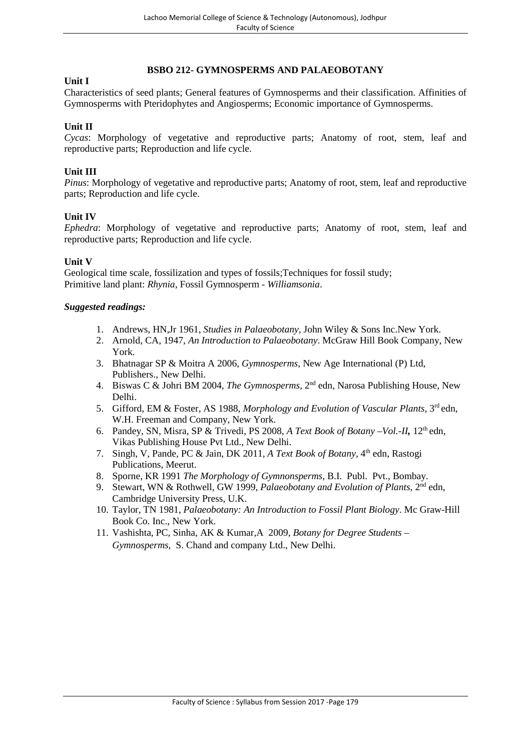## BSBO 212- GYMNOSPERMS AND PALAEOBOTANY

**Unit I**

Characteristics of seed plants; General features of Gymnosperms and their classification. Affinities of Gymnosperms with Pteridophytes and Angiosperms; Economic importance of Gymnosperms.

**Unit II**

*Cycas*: Morphology of vegetative and reproductive parts; Anatomy of root, stem, leaf and reproductive parts; Reproduction and life cycle.

**Unit III**

*Pinus*: Morphology of vegetative and reproductive parts; Anatomy of root, stem, leaf and reproductive parts; Reproduction and life cycle.

**Unit IV**

*Ephedra*: Morphology of vegetative and reproductive parts; Anatomy of root, stem, leaf and reproductive parts; Reproduction and life cycle.

**Unit V**

Geological time scale, fossilization and types of fossils;Techniques for fossil study;
Primitive land plant: *Rhynia*, Fossil Gymnosperm - *Williamsonia*.

***Suggested readings:***

1. Andrews, HN,Jr 1961, *Studies in Palaeobotany,* John Wiley & Sons Inc.New York.
2. Arnold, CA, 1947, *An Introduction to Palaeobotany*. McGraw Hill Book Company, New York.
3. Bhatnagar SP & Moitra A 2006, *Gymnosperms*, New Age International (P) Ltd, Publishers., New Delhi.
4. Biswas C & Johri BM 2004, *The Gymnosperms*, 2nd edn, Narosa Publishing House, New Delhi.
5. Gifford, EM & Foster, AS 1988, *Morphology and Evolution of Vascular Plants,* 3rd edn, W.H. Freeman and Company, New York.
6. Pandey, SN, Misra, SP & Trivedi, PS 2008, *A Text Book of Botany –Vol.-II,* 12th edn, Vikas Publishing House Pvt Ltd., New Delhi.
7. Singh, V, Pande, PC & Jain, DK 2011, *A Text Book of Botany,* 4th edn, Rastogi Publications, Meerut.
8. Sporne, KR 1991 *The Morphology of Gymnonsperms*, B.I. Publ. Pvt., Bombay.
9. Stewart, WN & Rothwell, GW 1999, *Palaeobotany and Evolution of Plants*, 2nd edn, Cambridge University Press, U.K.
10. Taylor, TN 1981, *Palaeobotany: An Introduction to Fossil Plant Biology*. Mc Graw-Hill Book Co. Inc., New York.
11. Vashishta, PC, Sinha, AK & Kumar,A 2009, *Botany for Degree Students – Gymnosperms*, S. Chand and company Ltd., New Delhi.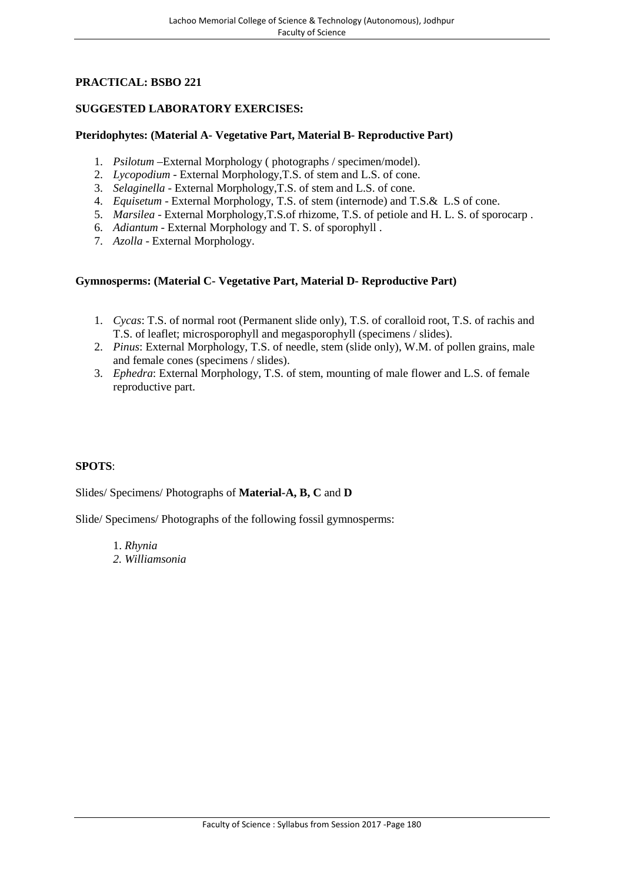**PRACTICAL: BSBO 221**

**SUGGESTED LABORATORY EXERCISES:**

**Pteridophytes: (Material A- Vegetative Part, Material B- Reproductive Part)**

1. *Psilotum* –External Morphology ( photographs / specimen/model).
2. *Lycopodium* - External Morphology,T.S. of stem and L.S. of cone.
3. *Selaginella* - External Morphology,T.S. of stem and L.S. of cone.
4. *Equisetum* - External Morphology, T.S. of stem (internode) and T.S.& L.S of cone.
5. *Marsilea* - External Morphology,T.S.of rhizome, T.S. of petiole and H. L. S. of sporocarp .
6. *Adiantum* - External Morphology and T. S. of sporophyll .
7. *Azolla* - External Morphology.

**Gymnosperms: (Material C- Vegetative Part, Material D- Reproductive Part)**

1. *Cycas*: T.S. of normal root (Permanent slide only), T.S. of coralloid root, T.S. of rachis and T.S. of leaflet; microsporophyll and megasporophyll (specimens / slides).
2. *Pinus*: External Morphology, T.S. of needle, stem (slide only), W.M. of pollen grains, male and female cones (specimens / slides).
3. *Ephedra*: External Morphology, T.S. of stem, mounting of male flower and L.S. of female reproductive part.

**SPOTS**:

Slides/ Specimens/ Photographs of **Material-A, B, C** and **D**

Slide/ Specimens/ Photographs of the following fossil gymnosperms:

1. *Rhynia*
2. *Williamsonia*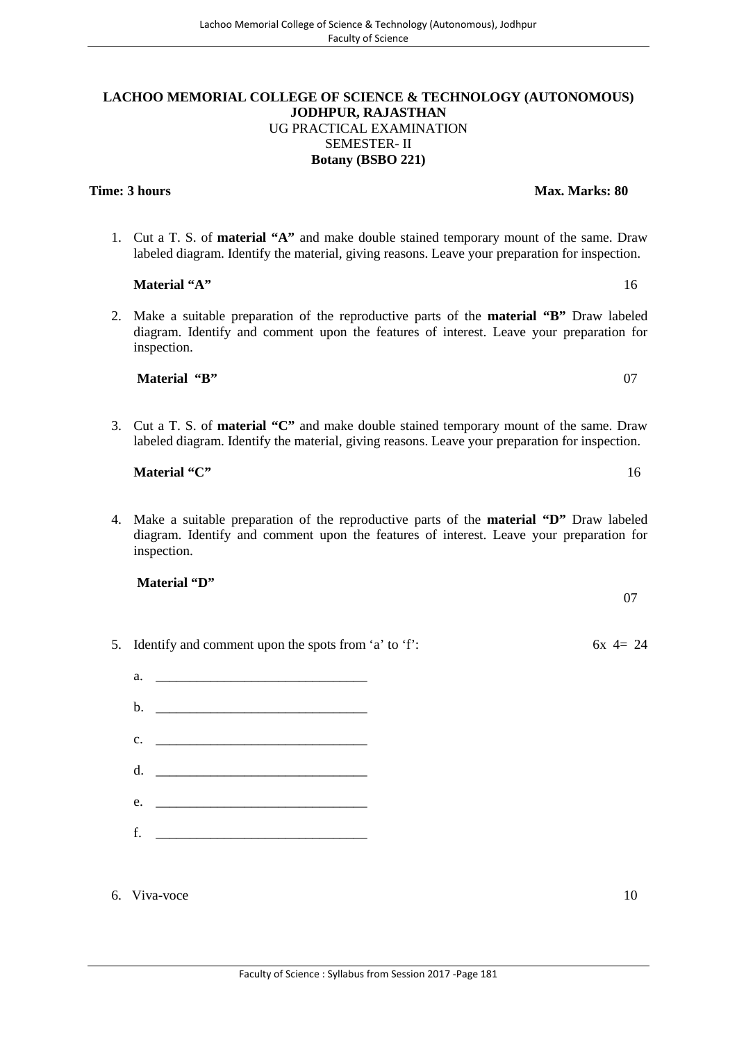**LACHOO MEMORIAL COLLEGE OF SCIENCE & TECHNOLOGY (AUTONOMOUS)**
**JODHPUR, RAJASTHAN**
UG PRACTICAL EXAMINATION
SEMESTER- II
**Botany (BSBO 221)**

**Time: 3 hours** **Max. Marks: 80**

1. Cut a T. S. of **material "A"** and make double stained temporary mount of the same. Draw labeled diagram. Identify the material, giving reasons. Leave your preparation for inspection.

   **Material "A"** 16

2. Make a suitable preparation of the reproductive parts of the **material "B"** Draw labeled diagram. Identify and comment upon the features of interest. Leave your preparation for inspection.

   **Material "B"** 07

3. Cut a T. S. of **material "C"** and make double stained temporary mount of the same. Draw labeled diagram. Identify the material, giving reasons. Leave your preparation for inspection.

   **Material "C"** 16

4. Make a suitable preparation of the reproductive parts of the **material "D"** Draw labeled diagram. Identify and comment upon the features of interest. Leave your preparation for inspection.

   **Material "D"** 07

5. Identify and comment upon the spots from 'a' to 'f': 6x 4= 24

   a. _______________________________

   b. _______________________________

   c. _______________________________

   d. _______________________________

   e. _______________________________

   f. _______________________________

6. Viva-voce 10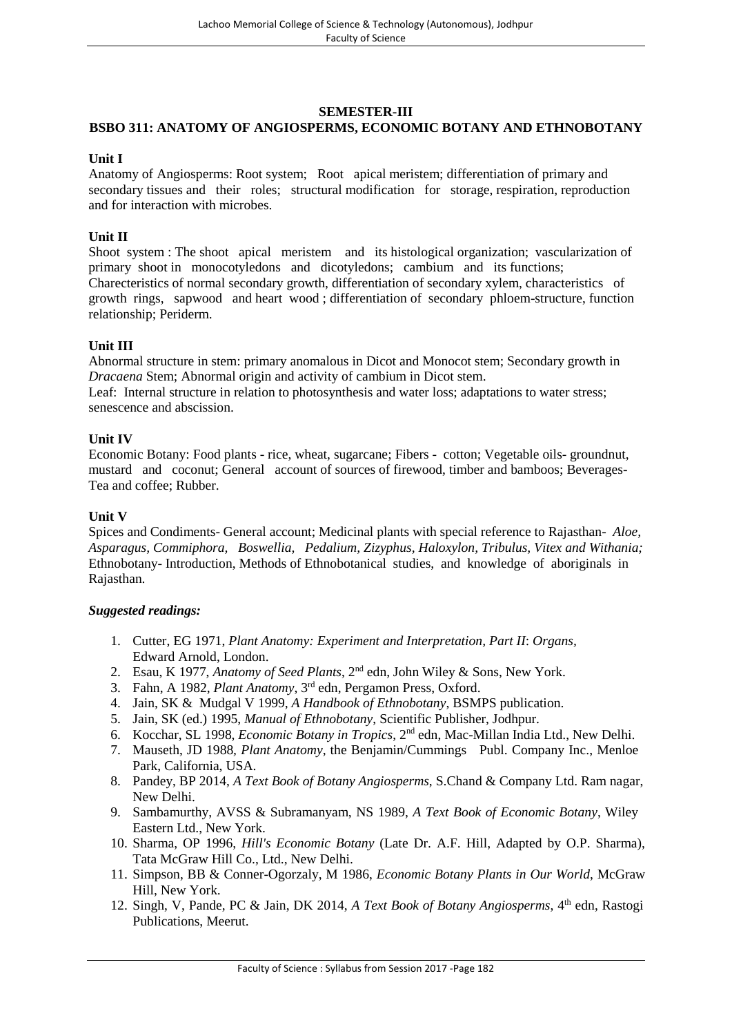## SEMESTER-III

## BSBO 311: ANATOMY OF ANGIOSPERMS, ECONOMIC BOTANY AND ETHNOBOTANY

**Unit I**

Anatomy of Angiosperms: Root system; Root apical meristem; differentiation of primary and secondary tissues and their roles; structural modification for storage, respiration, reproduction and for interaction with microbes.

**Unit II**

Shoot system : The shoot apical meristem and its histological organization; vascularization of primary shoot in monocotyledons and dicotyledons; cambium and its functions; Charecteristics of normal secondary growth, differentiation of secondary xylem, characteristics of growth rings, sapwood and heart wood ; differentiation of secondary phloem-structure, function relationship; Periderm.

**Unit III**

Abnormal structure in stem: primary anomalous in Dicot and Monocot stem; Secondary growth in *Dracaena* Stem; Abnormal origin and activity of cambium in Dicot stem.

Leaf: Internal structure in relation to photosynthesis and water loss; adaptations to water stress; senescence and abscission.

**Unit IV**

Economic Botany: Food plants - rice, wheat, sugarcane; Fibers - cotton; Vegetable oils- groundnut, mustard and coconut; General account of sources of firewood, timber and bamboos; Beverages- Tea and coffee; Rubber.

**Unit V**

Spices and Condiments- General account; Medicinal plants with special reference to Rajasthan- *Aloe, Asparagus, Commiphora, Boswellia, Pedalium, Zizyphus, Haloxylon, Tribulus, Vitex and Withania;* Ethnobotany- Introduction, Methods of Ethnobotanical studies, and knowledge of aboriginals in Rajasthan.

***Suggested readings:***

1. Cutter, EG 1971, *Plant Anatomy: Experiment and Interpretation, Part II*: *Organs,* Edward Arnold, London.
2. Esau, K 1977, *Anatomy of Seed Plants*, 2nd edn, John Wiley & Sons, New York.
3. Fahn, A 1982, *Plant Anatomy*, 3rd edn, Pergamon Press, Oxford.
4. Jain, SK & Mudgal V 1999, *A Handbook of Ethnobotany*, BSMPS publication.
5. Jain, SK (ed.) 1995, *Manual of Ethnobotany*, Scientific Publisher, Jodhpur.
6. Kocchar, SL 1998, *Economic Botany in Tropics*, 2nd edn, Mac-Millan India Ltd., New Delhi.
7. Mauseth, JD 1988, *Plant Anatomy*, the Benjamin/Cummings Publ. Company Inc., Menloe Park, California, USA.
8. Pandey, BP 2014, *A Text Book of Botany Angiosperms*, S.Chand & Company Ltd. Ram nagar, New Delhi.
9. Sambamurthy, AVSS & Subramanyam, NS 1989, *A Text Book of Economic Botany*, Wiley Eastern Ltd., New York.
10. Sharma, OP 1996, *Hill's Economic Botany* (Late Dr. A.F. Hill, Adapted by O.P. Sharma), Tata McGraw Hill Co., Ltd., New Delhi.
11. Simpson, BB & Conner-Ogorzaly, M 1986, *Economic Botany Plants in Our World*, McGraw Hill, New York.
12. Singh, V, Pande, PC & Jain, DK 2014, *A Text Book of Botany Angiosperms*, 4th edn, Rastogi Publications, Meerut.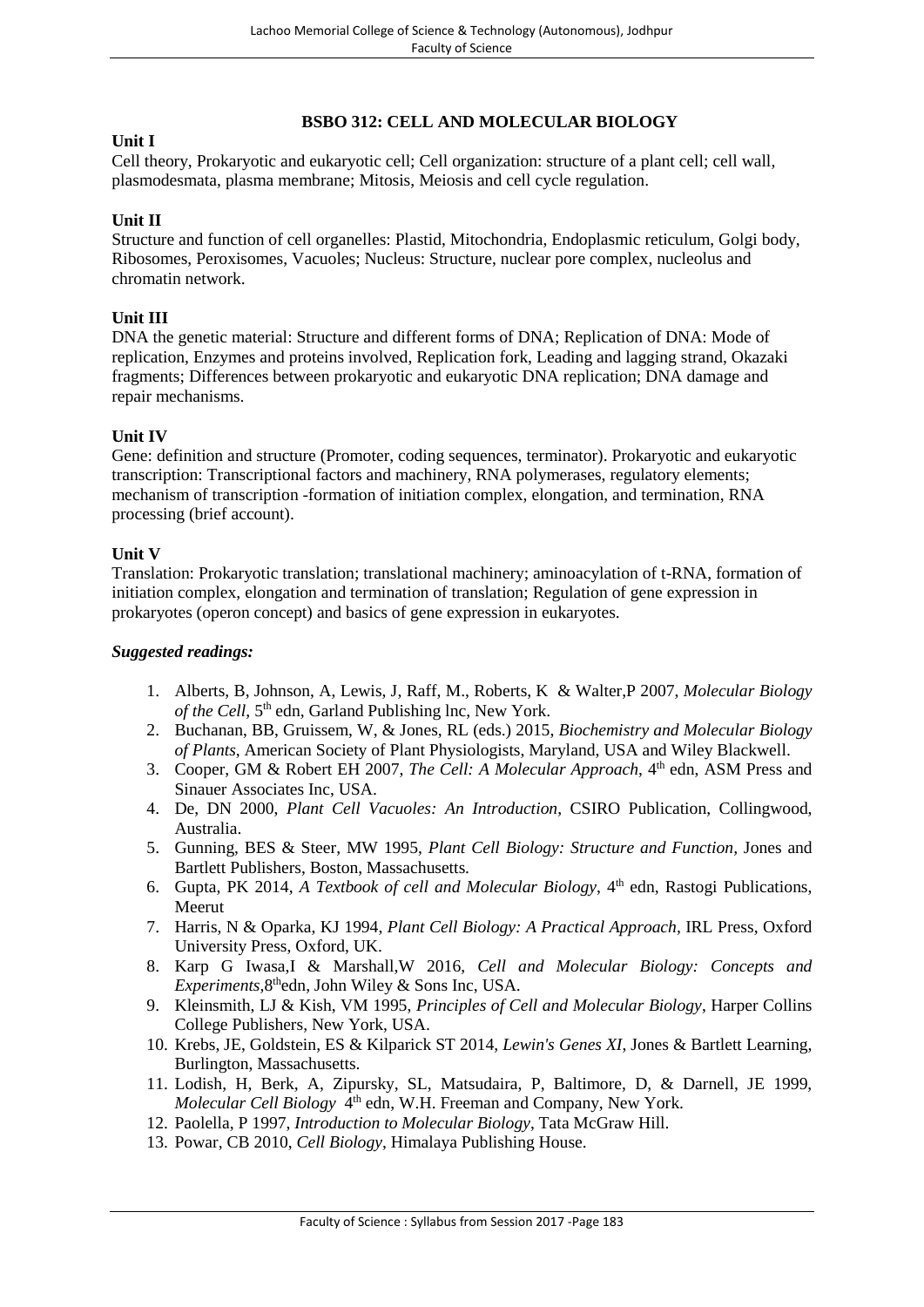## BSBO 312: CELL AND MOLECULAR BIOLOGY

**Unit I**

Cell theory, Prokaryotic and eukaryotic cell; Cell organization: structure of a plant cell; cell wall, plasmodesmata, plasma membrane; Mitosis, Meiosis and cell cycle regulation.

**Unit II**

Structure and function of cell organelles: Plastid, Mitochondria, Endoplasmic reticulum, Golgi body, Ribosomes, Peroxisomes, Vacuoles; Nucleus: Structure, nuclear pore complex, nucleolus and chromatin network.

**Unit III**

DNA the genetic material: Structure and different forms of DNA; Replication of DNA: Mode of replication, Enzymes and proteins involved, Replication fork, Leading and lagging strand, Okazaki fragments; Differences between prokaryotic and eukaryotic DNA replication; DNA damage and repair mechanisms.

**Unit IV**

Gene: definition and structure (Promoter, coding sequences, terminator). Prokaryotic and eukaryotic transcription: Transcriptional factors and machinery, RNA polymerases, regulatory elements; mechanism of transcription -formation of initiation complex, elongation, and termination, RNA processing (brief account).

**Unit V**

Translation: Prokaryotic translation; translational machinery; aminoacylation of t-RNA, formation of initiation complex, elongation and termination of translation; Regulation of gene expression in prokaryotes (operon concept) and basics of gene expression in eukaryotes.

***Suggested readings:***

1. Alberts, B, Johnson, A, Lewis, J, Raff, M., Roberts, K & Walter,P 2007, *Molecular Biology of the Cell*, 5th edn, Garland Publishing lnc, New York.
2. Buchanan, BB, Gruissem, W, & Jones, RL (eds.) 2015, *Biochemistry and Molecular Biology of Plants*, American Society of Plant Physiologists, Maryland, USA and Wiley Blackwell.
3. Cooper, GM & Robert EH 2007, *The Cell: A Molecular Approach*, 4th edn, ASM Press and Sinauer Associates Inc, USA.
4. De, DN 2000, *Plant Cell Vacuoles: An Introduction*, CSIRO Publication, Collingwood, Australia.
5. Gunning, BES & Steer, MW 1995, *Plant Cell Biology: Structure and Function*, Jones and Bartlett Publishers, Boston, Massachusetts.
6. Gupta, PK 2014, *A Textbook of cell and Molecular Biology*, 4th edn, Rastogi Publications, Meerut
7. Harris, N & Oparka, KJ 1994, *Plant Cell Biology: A Practical Approach*, IRL Press, Oxford University Press, Oxford, UK.
8. Karp G Iwasa,I & Marshall,W 2016, *Cell and Molecular Biology: Concepts and Experiments*,8thedn, John Wiley & Sons Inc, USA.
9. Kleinsmith, LJ & Kish, VM 1995, *Principles of Cell and Molecular Biology*, Harper Collins College Publishers, New York, USA.
10. Krebs, JE, Goldstein, ES & Kilparick ST 2014, *Lewin's Genes XI*, Jones & Bartlett Learning, Burlington, Massachusetts.
11. Lodish, H, Berk, A, Zipursky, SL, Matsudaira, P, Baltimore, D, & Darnell, JE 1999, *Molecular Cell Biology* 4th edn, W.H. Freeman and Company, New York.
12. Paolella, P 1997, *Introduction to Molecular Biology*, Tata McGraw Hill.
13. Powar, CB 2010, *Cell Biology*, Himalaya Publishing House.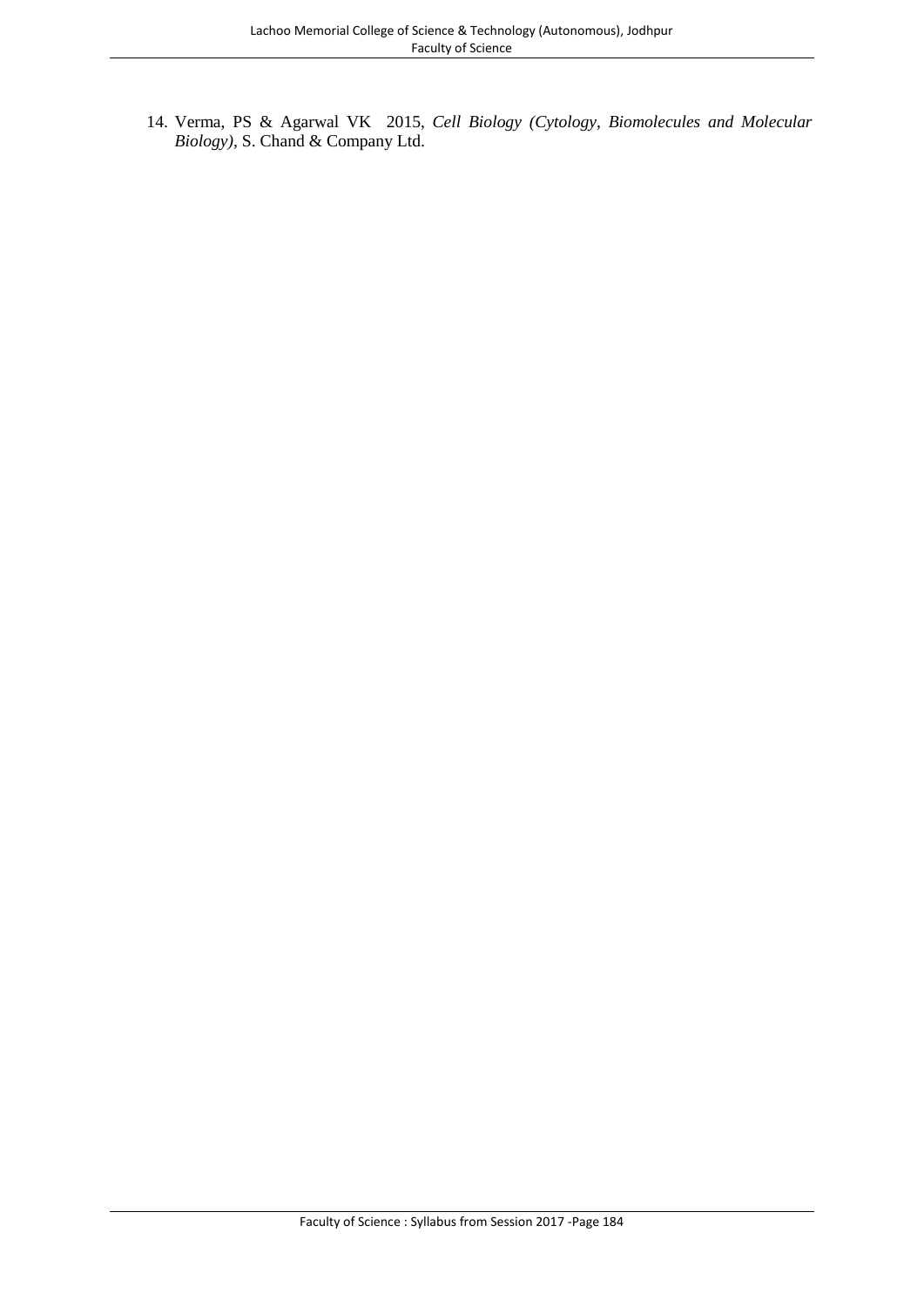14. Verma, PS & Agarwal VK 2015, *Cell Biology (Cytology, Biomolecules and Molecular Biology)*, S. Chand & Company Ltd.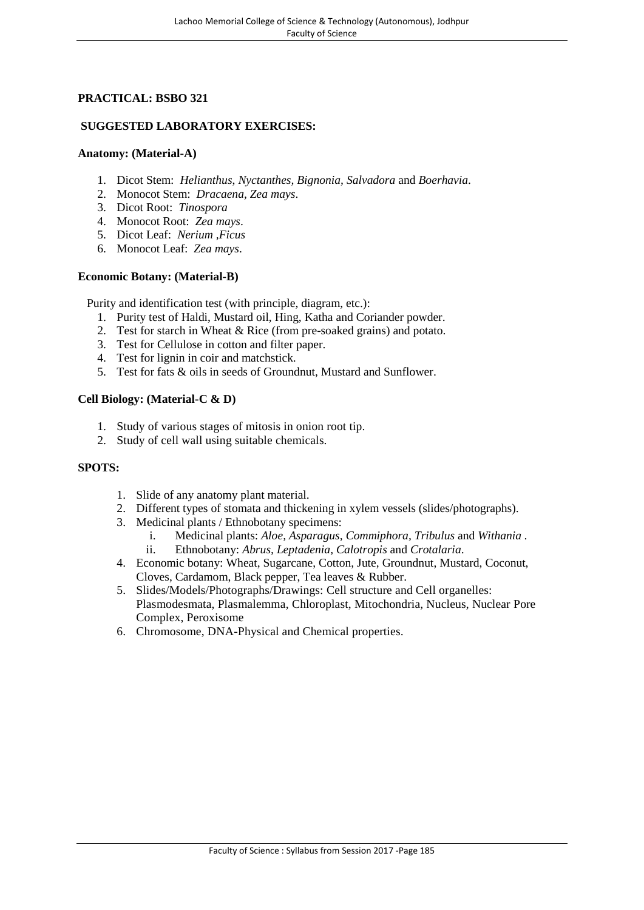**PRACTICAL: BSBO 321**

**SUGGESTED LABORATORY EXERCISES:**

**Anatomy: (Material-A)**

1. Dicot Stem: *Helianthus, Nyctanthes, Bignonia, Salvadora* and *Boerhavia*.
2. Monocot Stem: *Dracaena, Zea mays*.
3. Dicot Root: *Tinospora*
4. Monocot Root: *Zea mays*.
5. Dicot Leaf: *Nerium ,Ficus*
6. Monocot Leaf: *Zea mays*.

**Economic Botany: (Material-B)**

Purity and identification test (with principle, diagram, etc.):

1. Purity test of Haldi, Mustard oil, Hing, Katha and Coriander powder.
2. Test for starch in Wheat & Rice (from pre-soaked grains) and potato.
3. Test for Cellulose in cotton and filter paper.
4. Test for lignin in coir and matchstick.
5. Test for fats & oils in seeds of Groundnut, Mustard and Sunflower.

**Cell Biology: (Material-C & D)**

1. Study of various stages of mitosis in onion root tip.
2. Study of cell wall using suitable chemicals.

**SPOTS:**

1. Slide of any anatomy plant material.
2. Different types of stomata and thickening in xylem vessels (slides/photographs).
3. Medicinal plants / Ethnobotany specimens:
   i. Medicinal plants: *Aloe, Asparagus, Commiphora, Tribulus* and *Withania* .
   ii. Ethnobotany: *Abrus, Leptadenia, Calotropis* and *Crotalaria*.
4. Economic botany: Wheat, Sugarcane, Cotton, Jute, Groundnut, Mustard, Coconut, Cloves, Cardamom, Black pepper, Tea leaves & Rubber.
5. Slides/Models/Photographs/Drawings: Cell structure and Cell organelles: Plasmodesmata, Plasmalemma, Chloroplast, Mitochondria, Nucleus, Nuclear Pore Complex, Peroxisome
6. Chromosome, DNA-Physical and Chemical properties.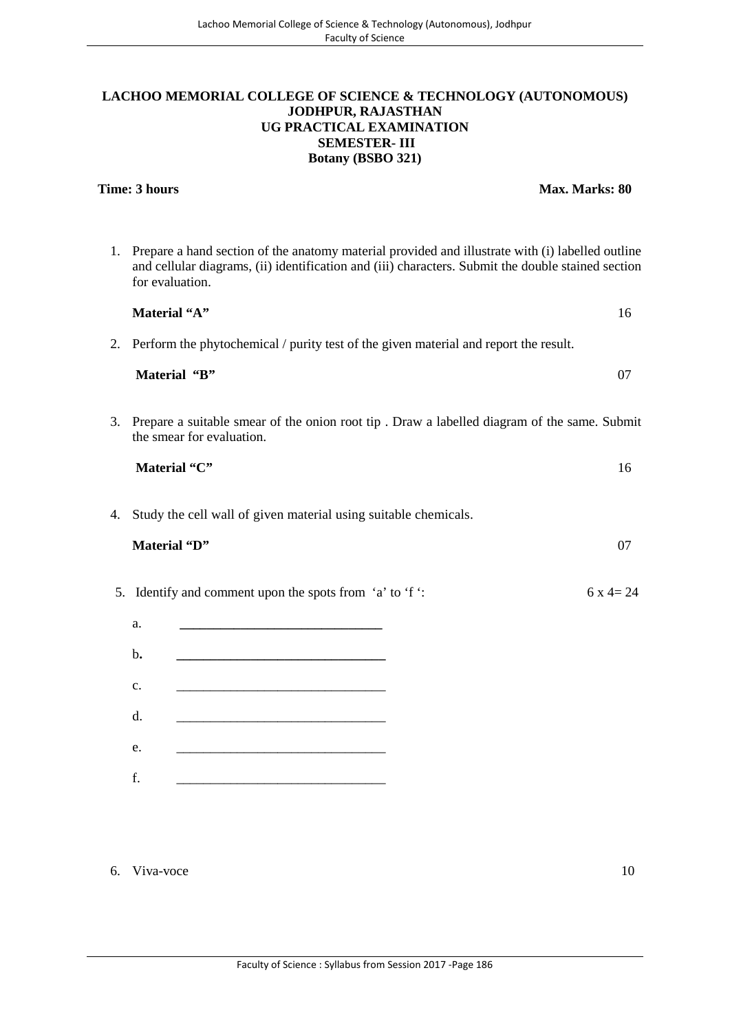**LACHOO MEMORIAL COLLEGE OF SCIENCE & TECHNOLOGY (AUTONOMOUS)**
**JODHPUR, RAJASTHAN**
**UG PRACTICAL EXAMINATION**
**SEMESTER- III**
**Botany (BSBO 321)**

**Time: 3 hours** **Max. Marks: 80**

1. Prepare a hand section of the anatomy material provided and illustrate with (i) labelled outline and cellular diagrams, (ii) identification and (iii) characters. Submit the double stained section for evaluation.

   **Material "A"** 16

2. Perform the phytochemical / purity test of the given material and report the result.

   **Material "B"** 07

3. Prepare a suitable smear of the onion root tip . Draw a labelled diagram of the same. Submit the smear for evaluation.

   **Material "C"** 16

4. Study the cell wall of given material using suitable chemicals.

   **Material "D"** 07

5. Identify and comment upon the spots from 'a' to 'f ': 6 x 4= 24

   a. ______________________________

   b. ______________________________

   c. ______________________________

   d. ______________________________

   e. ______________________________

   f. ______________________________

6. Viva-voce 10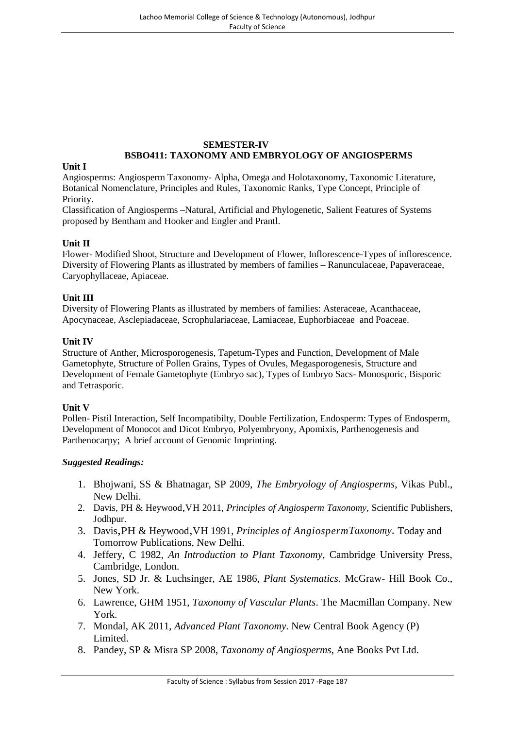## SEMESTER-IV

## BSBO411: TAXONOMY AND EMBRYOLOGY OF ANGIOSPERMS

**Unit I**

Angiosperms: Angiosperm Taxonomy- Alpha, Omega and Holotaxonomy, Taxonomic Literature, Botanical Nomenclature, Principles and Rules, Taxonomic Ranks, Type Concept, Principle of Priority.

Classification of Angiosperms –Natural, Artificial and Phylogenetic, Salient Features of Systems proposed by Bentham and Hooker and Engler and Prantl.

**Unit II**

Flower- Modified Shoot, Structure and Development of Flower, Inflorescence-Types of inflorescence. Diversity of Flowering Plants as illustrated by members of families – Ranunculaceae, Papaveraceae, Caryophyllaceae, Apiaceae.

**Unit III**

Diversity of Flowering Plants as illustrated by members of families: Asteraceae, Acanthaceae, Apocynaceae, Asclepiadaceae, Scrophulariaceae, Lamiaceae, Euphorbiaceae and Poaceae.

**Unit IV**

Structure of Anther, Microsporogenesis, Tapetum-Types and Function, Development of Male Gametophyte, Structure of Pollen Grains, Types of Ovules, Megasporogenesis, Structure and Development of Female Gametophyte (Embryo sac), Types of Embryo Sacs- Monosporic, Bisporic and Tetrasporic.

**Unit V**

Pollen- Pistil Interaction, Self Incompatibilty, Double Fertilization, Endosperm: Types of Endosperm, Development of Monocot and Dicot Embryo, Polyembryony, Apomixis, Parthenogenesis and Parthenocarpy; A brief account of Genomic Imprinting.

***Suggested Readings:***

1. Bhojwani, SS & Bhatnagar, SP 2009, *The Embryology of Angiosperms*, Vikas Publ., New Delhi.
2. Davis, PH & Heywood,VH 2011, *Principles of Angiosperm Taxonomy*, Scientific Publishers, Jodhpur.
3. Davis,PH & Heywood,VH 1991, *Principles of AngiospermTaxonomy*. Today and Tomorrow Publications, New Delhi.
4. Jeffery, C 1982, *An Introduction to Plant Taxonomy*, Cambridge University Press, Cambridge, London.
5. Jones, SD Jr. & Luchsinger, AE 1986, *Plant Systematics*. McGraw- Hill Book Co., New York.
6. Lawrence, GHM 1951, *Taxonomy of Vascular Plants*. The Macmillan Company. New York.
7. Mondal, AK 2011, *Advanced Plant Taxonomy*. New Central Book Agency (P) Limited.
8. Pandey, SP & Misra SP 2008, *Taxonomy of Angiosperms*, Ane Books Pvt Ltd.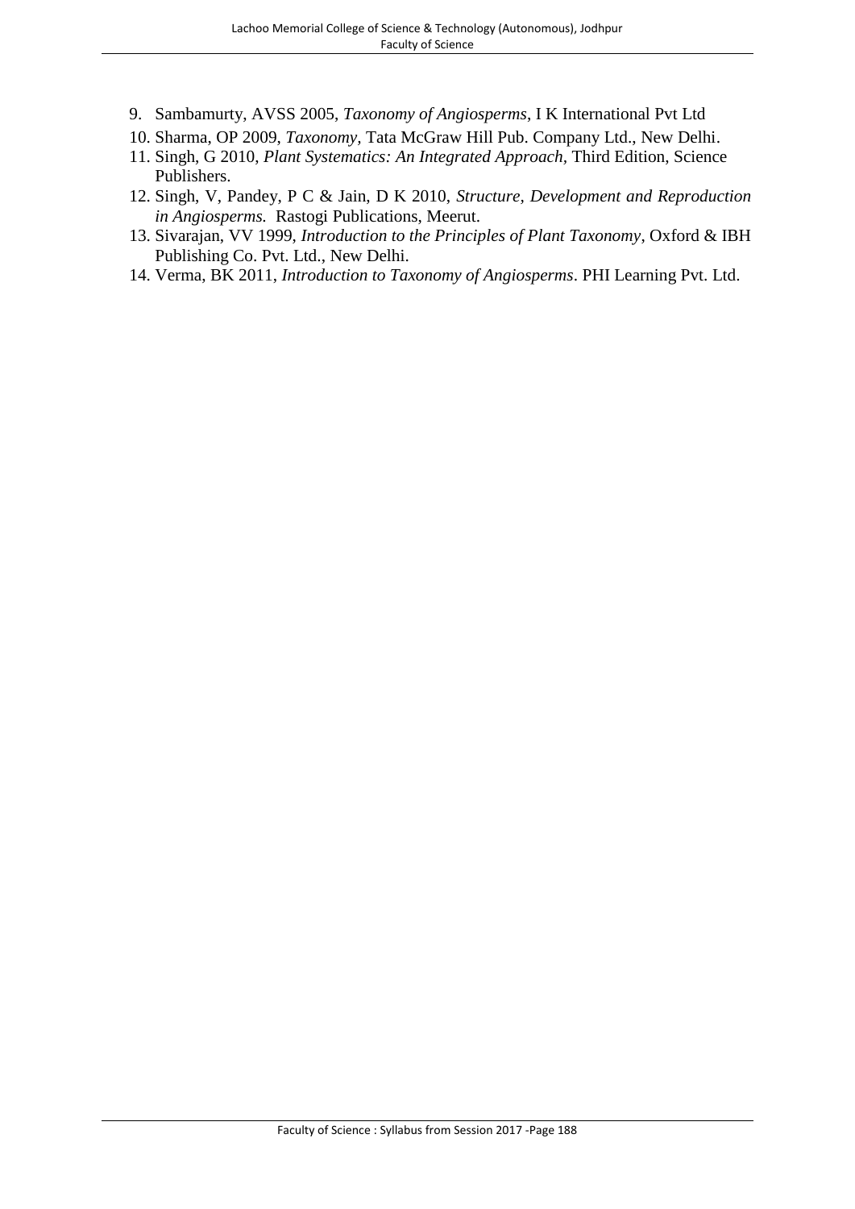9. Sambamurty, AVSS 2005, *Taxonomy of Angiosperms*, I K International Pvt Ltd
10. Sharma, OP 2009, *Taxonomy,* Tata McGraw Hill Pub. Company Ltd., New Delhi.
11. Singh, G 2010, *Plant Systematics: An Integrated Approach,* Third Edition, Science Publishers.
12. Singh, V, Pandey, P C & Jain, D K 2010, *Structure, Development and Reproduction in Angiosperms.* Rastogi Publications, Meerut.
13. Sivarajan, VV 1999, *Introduction to the Principles of Plant Taxonomy*, Oxford & IBH Publishing Co. Pvt. Ltd., New Delhi.
14. Verma, BK 2011, *Introduction to Taxonomy of Angiosperms*. PHI Learning Pvt. Ltd.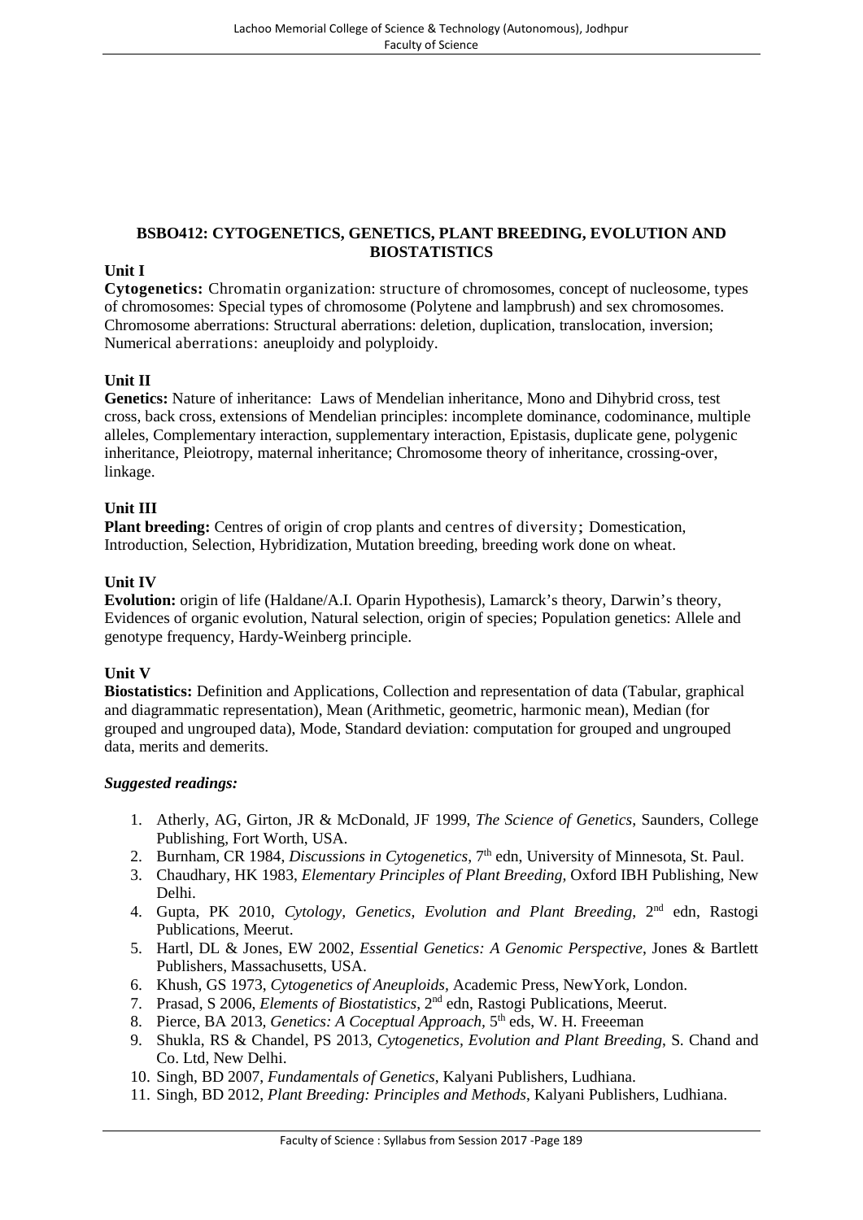## BSBO412: CYTOGENETICS, GENETICS, PLANT BREEDING, EVOLUTION AND BIOSTATISTICS

**Unit I**

**Cytogenetics:** Chromatin organization: structure of chromosomes, concept of nucleosome, types of chromosomes: Special types of chromosome (Polytene and lampbrush) and sex chromosomes. Chromosome aberrations: Structural aberrations: deletion, duplication, translocation, inversion; Numerical aberrations: aneuploidy and polyploidy.

**Unit II**

**Genetics:** Nature of inheritance: Laws of Mendelian inheritance, Mono and Dihybrid cross, test cross, back cross, extensions of Mendelian principles: incomplete dominance, codominance, multiple alleles, Complementary interaction, supplementary interaction, Epistasis, duplicate gene, polygenic inheritance, Pleiotropy, maternal inheritance; Chromosome theory of inheritance, crossing-over, linkage.

**Unit III**

**Plant breeding:** Centres of origin of crop plants and centres of diversity; Domestication, Introduction, Selection, Hybridization, Mutation breeding, breeding work done on wheat.

**Unit IV**

**Evolution:** origin of life (Haldane/A.I. Oparin Hypothesis), Lamarck's theory, Darwin's theory, Evidences of organic evolution, Natural selection, origin of species; Population genetics: Allele and genotype frequency, Hardy-Weinberg principle.

**Unit V**

**Biostatistics:** Definition and Applications, Collection and representation of data (Tabular, graphical and diagrammatic representation), Mean (Arithmetic, geometric, harmonic mean), Median (for grouped and ungrouped data), Mode, Standard deviation: computation for grouped and ungrouped data, merits and demerits.

***Suggested readings:***

1. Atherly, AG, Girton, JR & McDonald, JF 1999, *The Science of Genetics*, Saunders, College Publishing, Fort Worth, USA.
2. Burnham, CR 1984, *Discussions in Cytogenetics*, 7th edn, University of Minnesota, St. Paul.
3. Chaudhary, HK 1983, *Elementary Principles of Plant Breeding*, Oxford IBH Publishing, New Delhi.
4. Gupta, PK 2010, *Cytology, Genetics, Evolution and Plant Breeding*, 2nd edn, Rastogi Publications, Meerut.
5. Hartl, DL & Jones, EW 2002, *Essential Genetics: A Genomic Perspective*, Jones & Bartlett Publishers, Massachusetts, USA.
6. Khush, GS 1973, *Cytogenetics of Aneuploids*, Academic Press, NewYork, London.
7. Prasad, S 2006, *Elements of Biostatistics*, 2nd edn, Rastogi Publications, Meerut.
8. Pierce, BA 2013, *Genetics: A Coceptual Approach*, 5th eds, W. H. Freeeman
9. Shukla, RS & Chandel, PS 2013, *Cytogenetics, Evolution and Plant Breeding*, S. Chand and Co. Ltd, New Delhi.
10. Singh, BD 2007, *Fundamentals of Genetics*, Kalyani Publishers, Ludhiana.
11. Singh, BD 2012, *Plant Breeding: Principles and Methods*, Kalyani Publishers, Ludhiana.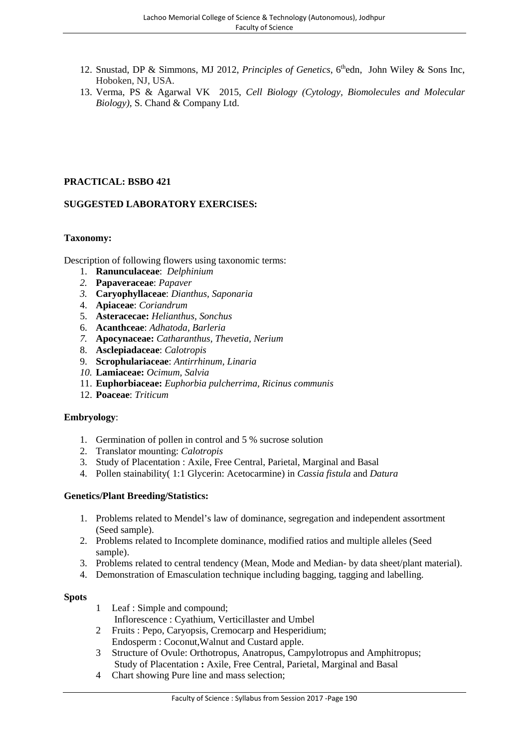12. Snustad, DP & Simmons, MJ 2012, *Principles of Genetics*, 6[th]edn, John Wiley & Sons Inc, Hoboken, NJ, USA.
13. Verma, PS & Agarwal VK 2015, *Cell Biology (Cytology, Biomolecules and Molecular Biology)*, S. Chand & Company Ltd.

**PRACTICAL: BSBO 421**

**SUGGESTED LABORATORY EXERCISES:**

**Taxonomy:**

Description of following flowers using taxonomic terms:

1. **Ranunculaceae**: *Delphinium*
2. **Papaveraceae**: *Papaver*
3. **Caryophyllaceae**: *Dianthus, Saponaria*
4. **Apiaceae**: *Coriandrum*
5. **Asteracecae:** *Helianthus, Sonchus*
6. **Acanthceae**: *Adhatoda, Barleria*
7. **Apocynaceae:** *Catharanthus, Thevetia, Nerium*
8. **Asclepiadaceae**: *Calotropis*
9. **Scrophulariaceae**: *Antirrhinum, Linaria*
10. **Lamiaceae:** *Ocimum, Salvia*
11. **Euphorbiaceae:** *Euphorbia pulcherrima, Ricinus communis*
12. **Poaceae**: *Triticum*

**Embryology**:

1. Germination of pollen in control and 5 % sucrose solution
2. Translator mounting: *Calotropis*
3. Study of Placentation : Axile, Free Central, Parietal, Marginal and Basal
4. Pollen stainability( 1:1 Glycerin: Acetocarmine) in *Cassia fistula* and *Datura*

**Genetics/Plant Breeding/Statistics:**

1. Problems related to Mendel's law of dominance, segregation and independent assortment (Seed sample).
2. Problems related to Incomplete dominance, modified ratios and multiple alleles (Seed sample).
3. Problems related to central tendency (Mean, Mode and Median- by data sheet/plant material).
4. Demonstration of Emasculation technique including bagging, tagging and labelling.

**Spots**

1. Leaf : Simple and compound;
   Inflorescence : Cyathium, Verticillaster and Umbel
2. Fruits : Pepo, Caryopsis, Cremocarp and Hesperidium;
   Endosperm : Coconut,Walnut and Custard apple.
3. Structure of Ovule: Orthotropus, Anatropus, Campylotropus and Amphitropus;
   Study of Placentation **:** Axile, Free Central, Parietal, Marginal and Basal
4. Chart showing Pure line and mass selection;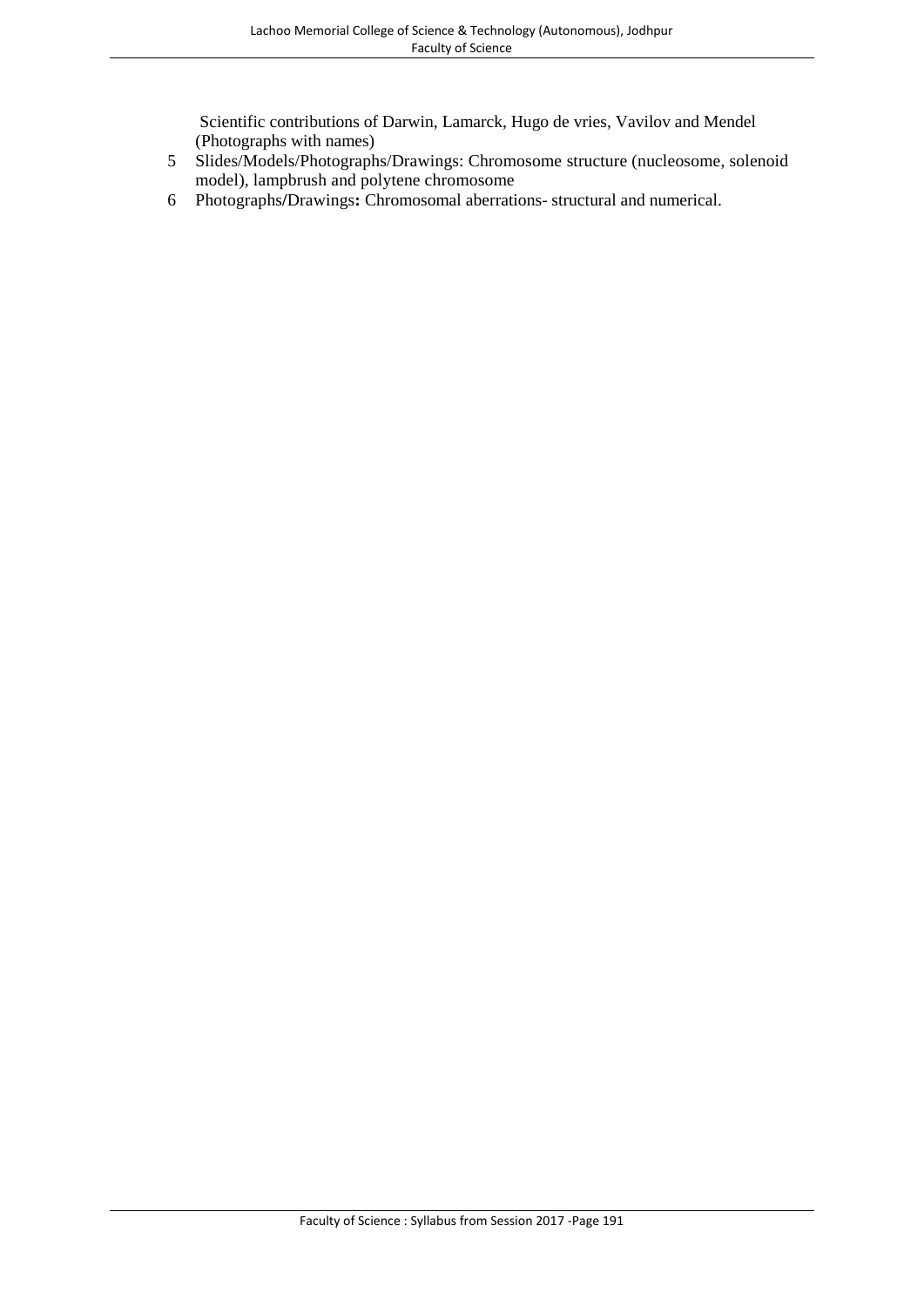Scientific contributions of Darwin, Lamarck, Hugo de vries, Vavilov and Mendel (Photographs with names)

5. Slides/Models/Photographs/Drawings: Chromosome structure (nucleosome, solenoid model), lampbrush and polytene chromosome
6. Photographs/Drawings**:** Chromosomal aberrations- structural and numerical.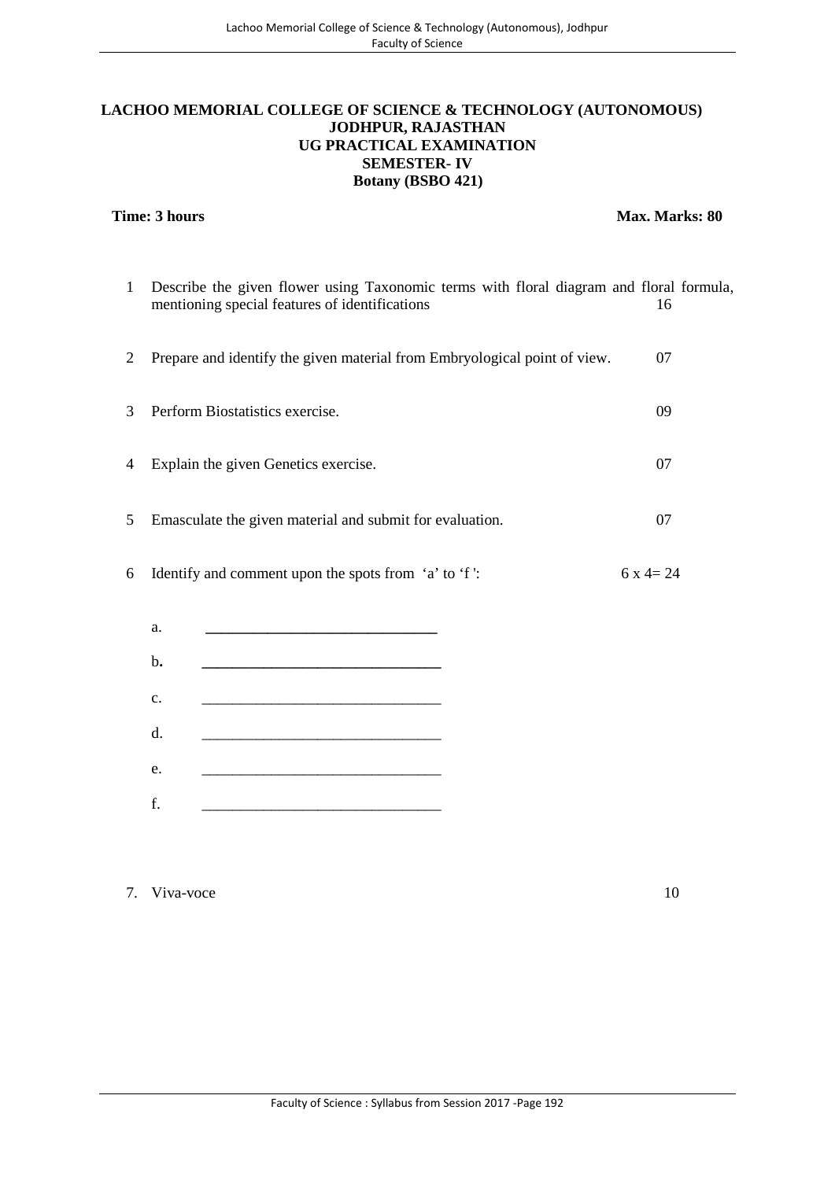**LACHOO MEMORIAL COLLEGE OF SCIENCE & TECHNOLOGY (AUTONOMOUS)**
**JODHPUR, RAJASTHAN**
**UG PRACTICAL EXAMINATION**
**SEMESTER- IV**
**Botany (BSBO 421)**

**Time: 3 hours** **Max. Marks: 80**

1. Describe the given flower using Taxonomic terms with floral diagram and floral formula, mentioning special features of identifications — 16

2. Prepare and identify the given material from Embryological point of view. — 07

3. Perform Biostatistics exercise. — 09

4. Explain the given Genetics exercise. — 07

5. Emasculate the given material and submit for evaluation. — 07

6. Identify and comment upon the spots from 'a' to 'f ': — 6 x 4= 24

   a. ______________________________

   b. ______________________________

   c. ______________________________

   d. ______________________________

   e. ______________________________

   f. ______________________________

7. Viva-voce — 10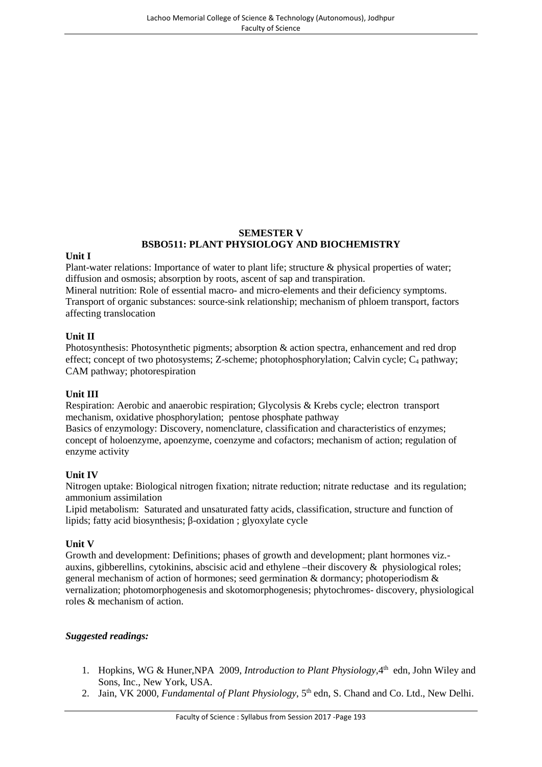## SEMESTER V
## BSBO511: PLANT PHYSIOLOGY AND BIOCHEMISTRY

**Unit I**

Plant-water relations: Importance of water to plant life; structure & physical properties of water; diffusion and osmosis; absorption by roots, ascent of sap and transpiration.
Mineral nutrition: Role of essential macro- and micro-elements and their deficiency symptoms.
Transport of organic substances: source-sink relationship; mechanism of phloem transport, factors affecting translocation

**Unit II**

Photosynthesis: Photosynthetic pigments; absorption & action spectra, enhancement and red drop effect; concept of two photosystems; Z-scheme; photophosphorylation; Calvin cycle; $C_4$ pathway; CAM pathway; photorespiration

**Unit III**

Respiration: Aerobic and anaerobic respiration; Glycolysis & Krebs cycle; electron transport mechanism, oxidative phosphorylation; pentose phosphate pathway
Basics of enzymology: Discovery, nomenclature, classification and characteristics of enzymes; concept of holoenzyme, apoenzyme, coenzyme and cofactors; mechanism of action; regulation of enzyme activity

**Unit IV**

Nitrogen uptake: Biological nitrogen fixation; nitrate reduction; nitrate reductase and its regulation; ammonium assimilation
Lipid metabolism: Saturated and unsaturated fatty acids, classification, structure and function of lipids; fatty acid biosynthesis; β-oxidation ; glyoxylate cycle

**Unit V**

Growth and development: Definitions; phases of growth and development; plant hormones viz.- auxins, gibberellins, cytokinins, abscisic acid and ethylene –their discovery & physiological roles; general mechanism of action of hormones; seed germination & dormancy; photoperiodism & vernalization; photomorphogenesis and skotomorphogenesis; phytochromes- discovery, physiological roles & mechanism of action.

***Suggested readings:***

1. Hopkins, WG & Huner,NPA 2009, *Introduction to Plant Physiology*,4th edn, John Wiley and Sons, Inc., New York, USA.
2. Jain, VK 2000, *Fundamental of Plant Physiology*, 5th edn, S. Chand and Co. Ltd., New Delhi.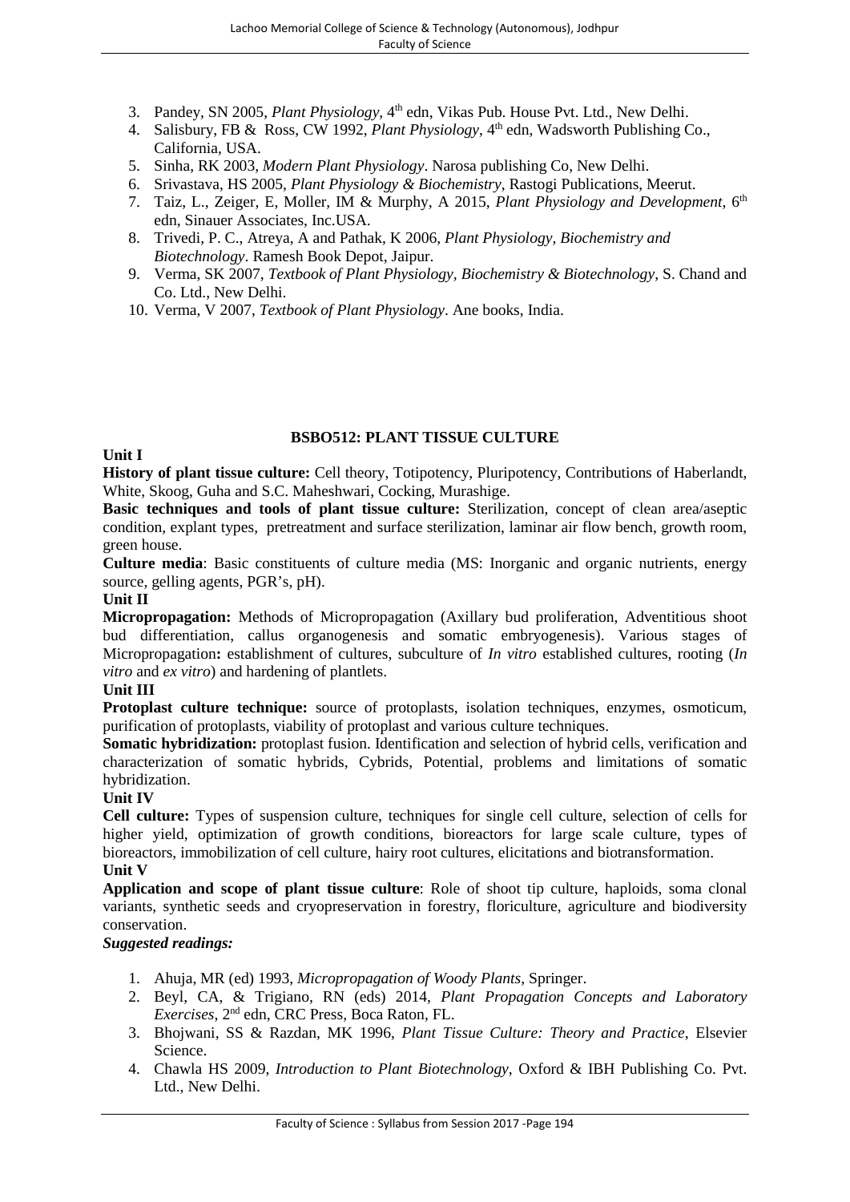3. Pandey, SN 2005, *Plant Physiology*, 4th edn, Vikas Pub. House Pvt. Ltd., New Delhi.
4. Salisbury, FB & Ross, CW 1992, *Plant Physiology*, 4th edn, Wadsworth Publishing Co., California, USA.
5. Sinha, RK 2003, *Modern Plant Physiology*. Narosa publishing Co, New Delhi.
6. Srivastava, HS 2005, *Plant Physiology & Biochemistry*, Rastogi Publications, Meerut.
7. Taiz, L., Zeiger, E, Moller, IM & Murphy, A 2015, *Plant Physiology and Development*, 6th edn, Sinauer Associates, Inc.USA.
8. Trivedi, P. C., Atreya, A and Pathak, K 2006, *Plant Physiology, Biochemistry and Biotechnology*. Ramesh Book Depot, Jaipur.
9. Verma, SK 2007, *Textbook of Plant Physiology, Biochemistry & Biotechnology*, S. Chand and Co. Ltd., New Delhi.
10. Verma, V 2007, *Textbook of Plant Physiology*. Ane books, India.

## BSBO512: PLANT TISSUE CULTURE

**Unit I**

**History of plant tissue culture:** Cell theory, Totipotency, Pluripotency, Contributions of Haberlandt, White, Skoog, Guha and S.C. Maheshwari, Cocking, Murashige.

**Basic techniques and tools of plant tissue culture:** Sterilization, concept of clean area/aseptic condition, explant types, pretreatment and surface sterilization, laminar air flow bench, growth room, green house.

**Culture media**: Basic constituents of culture media (MS: Inorganic and organic nutrients, energy source, gelling agents, PGR's, pH).

**Unit II**

**Micropropagation:** Methods of Micropropagation (Axillary bud proliferation, Adventitious shoot bud differentiation, callus organogenesis and somatic embryogenesis). Various stages of Micropropagation**:** establishment of cultures, subculture of *In vitro* established cultures, rooting (*In vitro* and *ex vitro*) and hardening of plantlets.

**Unit III**

**Protoplast culture technique:** source of protoplasts, isolation techniques, enzymes, osmoticum, purification of protoplasts, viability of protoplast and various culture techniques.

**Somatic hybridization:** protoplast fusion. Identification and selection of hybrid cells, verification and characterization of somatic hybrids, Cybrids, Potential, problems and limitations of somatic hybridization.

**Unit IV**

**Cell culture:** Types of suspension culture, techniques for single cell culture, selection of cells for higher yield, optimization of growth conditions, bioreactors for large scale culture, types of bioreactors, immobilization of cell culture, hairy root cultures, elicitations and biotransformation.

**Unit V**

**Application and scope of plant tissue culture**: Role of shoot tip culture, haploids, soma clonal variants, synthetic seeds and cryopreservation in forestry, floriculture, agriculture and biodiversity conservation.

***Suggested readings:***

1. Ahuja, MR (ed) 1993, *Micropropagation of Woody Plants*, Springer.
2. Beyl, CA, & Trigiano, RN (eds) 2014, *Plant Propagation Concepts and Laboratory Exercises*, 2nd edn, CRC Press, Boca Raton, FL.
3. Bhojwani, SS & Razdan, MK 1996, *Plant Tissue Culture: Theory and Practice*, Elsevier Science.
4. Chawla HS 2009, *Introduction to Plant Biotechnology*, Oxford & IBH Publishing Co. Pvt. Ltd., New Delhi.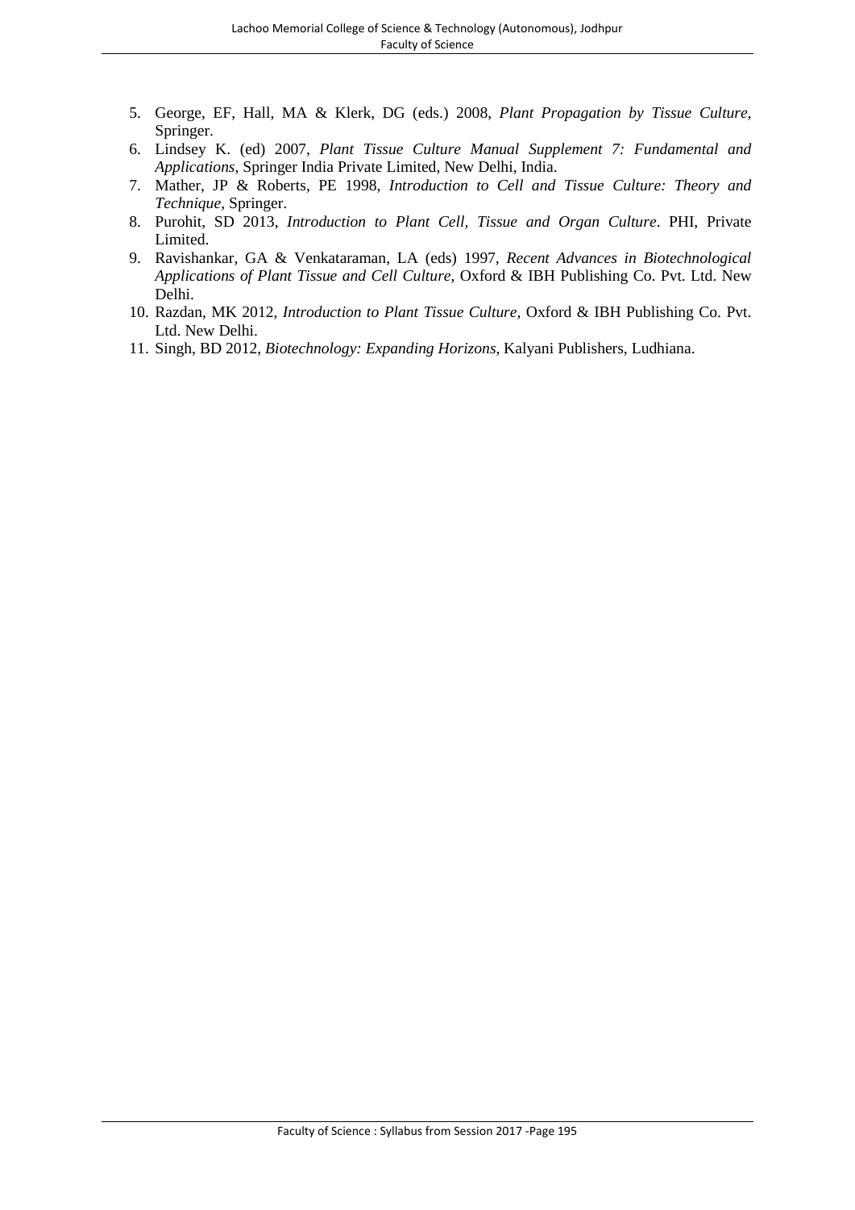5. George, EF, Hall, MA & Klerk, DG (eds.) 2008, *Plant Propagation by Tissue Culture,* Springer.
6. Lindsey K. (ed) 2007, *Plant Tissue Culture Manual Supplement 7: Fundamental and Applications*, Springer India Private Limited, New Delhi, India.
7. Mather, JP & Roberts, PE 1998, *Introduction to Cell and Tissue Culture: Theory and Technique*, Springer.
8. Purohit, SD 2013, *Introduction to Plant Cell, Tissue and Organ Culture*. PHI, Private Limited.
9. Ravishankar, GA & Venkataraman, LA (eds) 1997, *Recent Advances in Biotechnological Applications of Plant Tissue and Cell Culture*, Oxford & IBH Publishing Co. Pvt. Ltd. New Delhi.
10. Razdan, MK 2012, *Introduction to Plant Tissue Culture,* Oxford & IBH Publishing Co. Pvt. Ltd. New Delhi.
11. Singh, BD 2012, *Biotechnology: Expanding Horizons*, Kalyani Publishers, Ludhiana.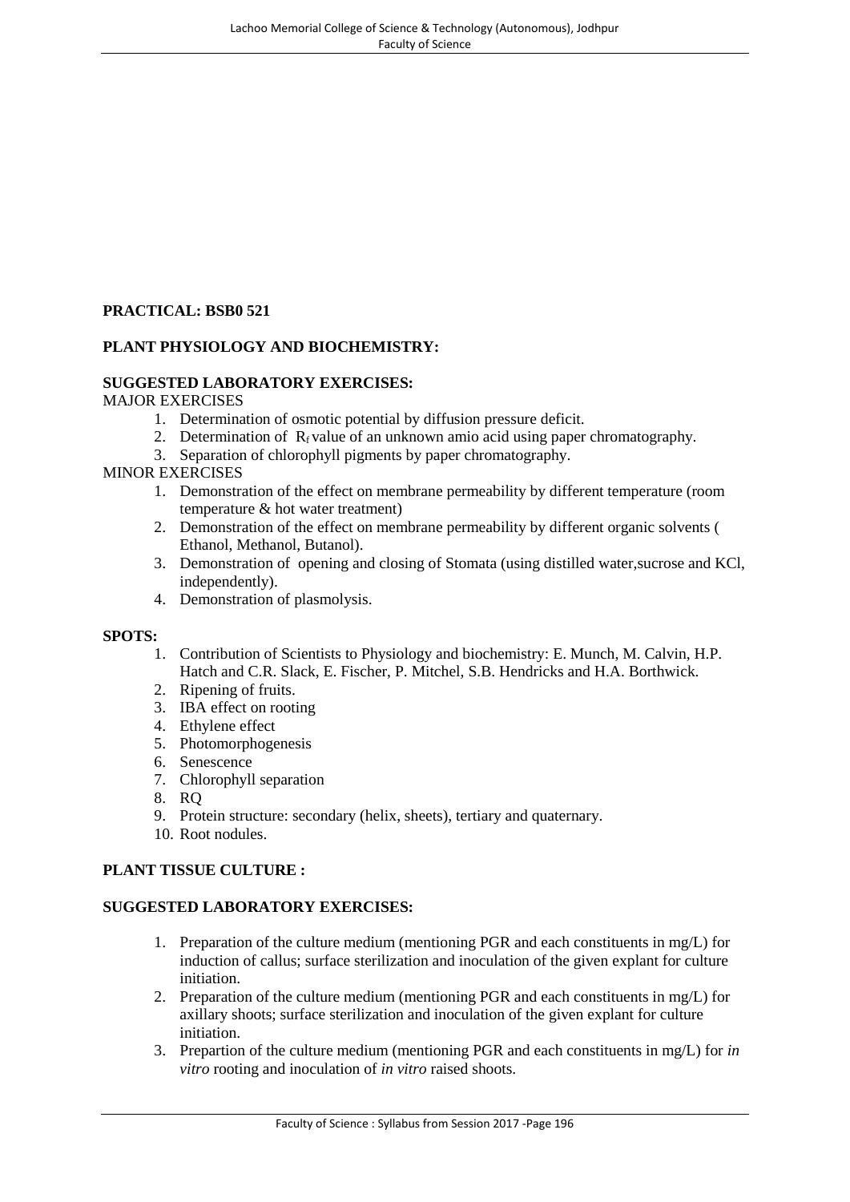**PRACTICAL: BSB0 521**

**PLANT PHYSIOLOGY AND BIOCHEMISTRY:**

**SUGGESTED LABORATORY EXERCISES:**

MAJOR EXERCISES

1. Determination of osmotic potential by diffusion pressure deficit.
2. Determination of $R_f$ value of an unknown amio acid using paper chromatography.
3. Separation of chlorophyll pigments by paper chromatography.

MINOR EXERCISES

1. Demonstration of the effect on membrane permeability by different temperature (room temperature & hot water treatment)
2. Demonstration of the effect on membrane permeability by different organic solvents ( Ethanol, Methanol, Butanol).
3. Demonstration of opening and closing of Stomata (using distilled water,sucrose and KCl, independently).
4. Demonstration of plasmolysis.

**SPOTS:**

1. Contribution of Scientists to Physiology and biochemistry: E. Munch, M. Calvin, H.P. Hatch and C.R. Slack, E. Fischer, P. Mitchel, S.B. Hendricks and H.A. Borthwick.
2. Ripening of fruits.
3. IBA effect on rooting
4. Ethylene effect
5. Photomorphogenesis
6. Senescence
7. Chlorophyll separation
8. RQ
9. Protein structure: secondary (helix, sheets), tertiary and quaternary.
10. Root nodules.

**PLANT TISSUE CULTURE :**

**SUGGESTED LABORATORY EXERCISES:**

1. Preparation of the culture medium (mentioning PGR and each constituents in mg/L) for induction of callus; surface sterilization and inoculation of the given explant for culture initiation.
2. Preparation of the culture medium (mentioning PGR and each constituents in mg/L) for axillary shoots; surface sterilization and inoculation of the given explant for culture initiation.
3. Prepartion of the culture medium (mentioning PGR and each constituents in mg/L) for *in vitro* rooting and inoculation of *in vitro* raised shoots.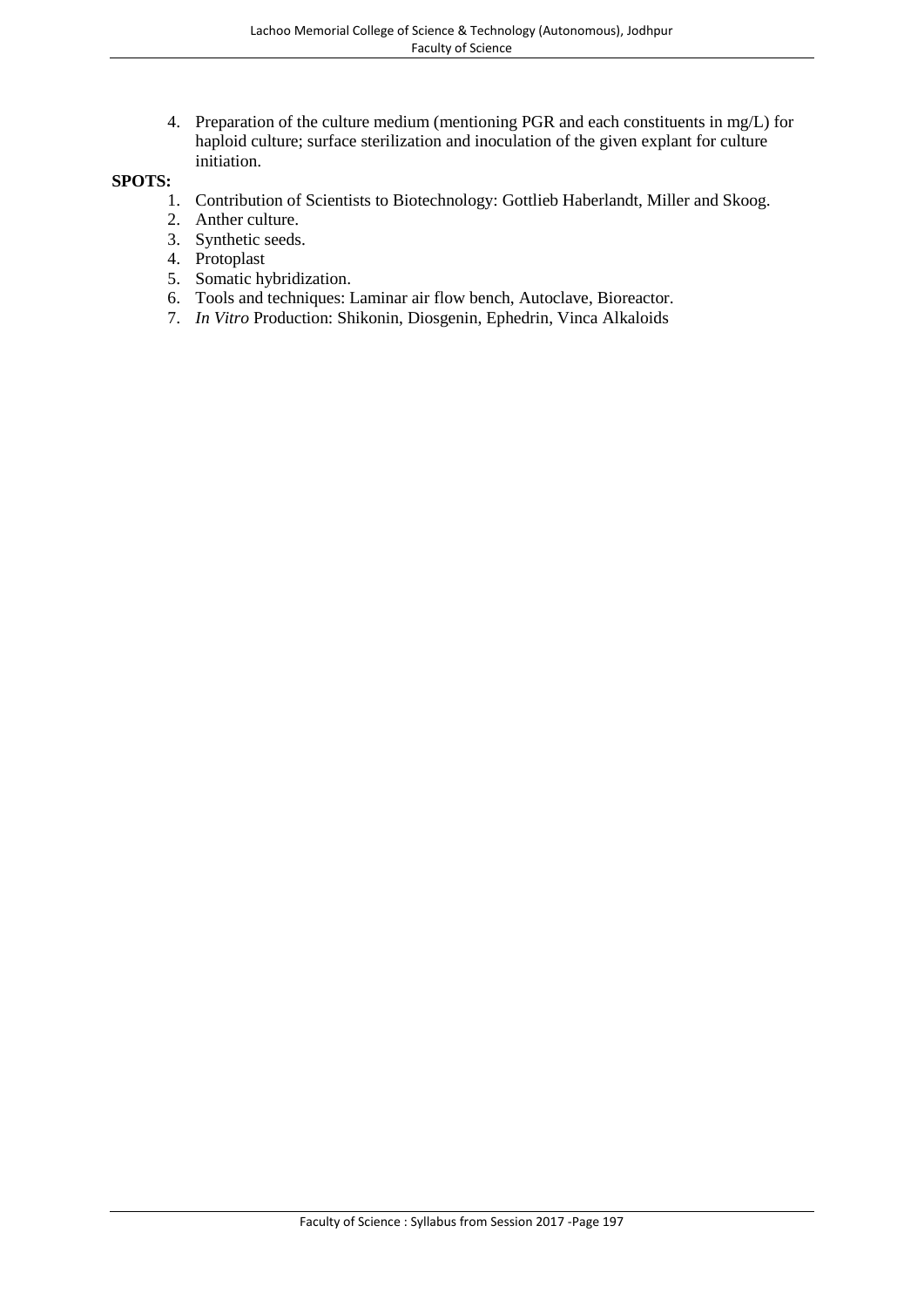4. Preparation of the culture medium (mentioning PGR and each constituents in mg/L) for haploid culture; surface sterilization and inoculation of the given explant for culture initiation.

**SPOTS:**

1. Contribution of Scientists to Biotechnology: Gottlieb Haberlandt, Miller and Skoog.
2. Anther culture.
3. Synthetic seeds.
4. Protoplast
5. Somatic hybridization.
6. Tools and techniques: Laminar air flow bench, Autoclave, Bioreactor.
7. *In Vitro* Production: Shikonin, Diosgenin, Ephedrin, Vinca Alkaloids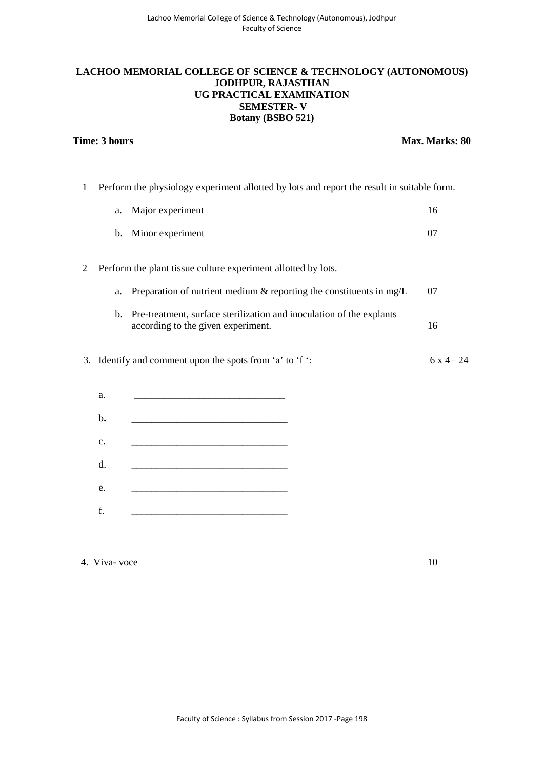**LACHOO MEMORIAL COLLEGE OF SCIENCE & TECHNOLOGY (AUTONOMOUS)**
**JODHPUR, RAJASTHAN**
**UG PRACTICAL EXAMINATION**
**SEMESTER- V**
**Botany (BSBO 521)**

**Time: 3 hours** **Max. Marks: 80**

1 Perform the physiology experiment allotted by lots and report the result in suitable form.

a. Major experiment 16

b. Minor experiment 07

2 Perform the plant tissue culture experiment allotted by lots.

a. Preparation of nutrient medium & reporting the constituents in mg/L 07

b. Pre-treatment, surface sterilization and inoculation of the explants according to the given experiment. 16

3. Identify and comment upon the spots from 'a' to 'f ': 6 x 4= 24

a. ______________________________

b. ______________________________

c. ______________________________

d. ______________________________

e. ______________________________

f. ______________________________

4. Viva- voce 10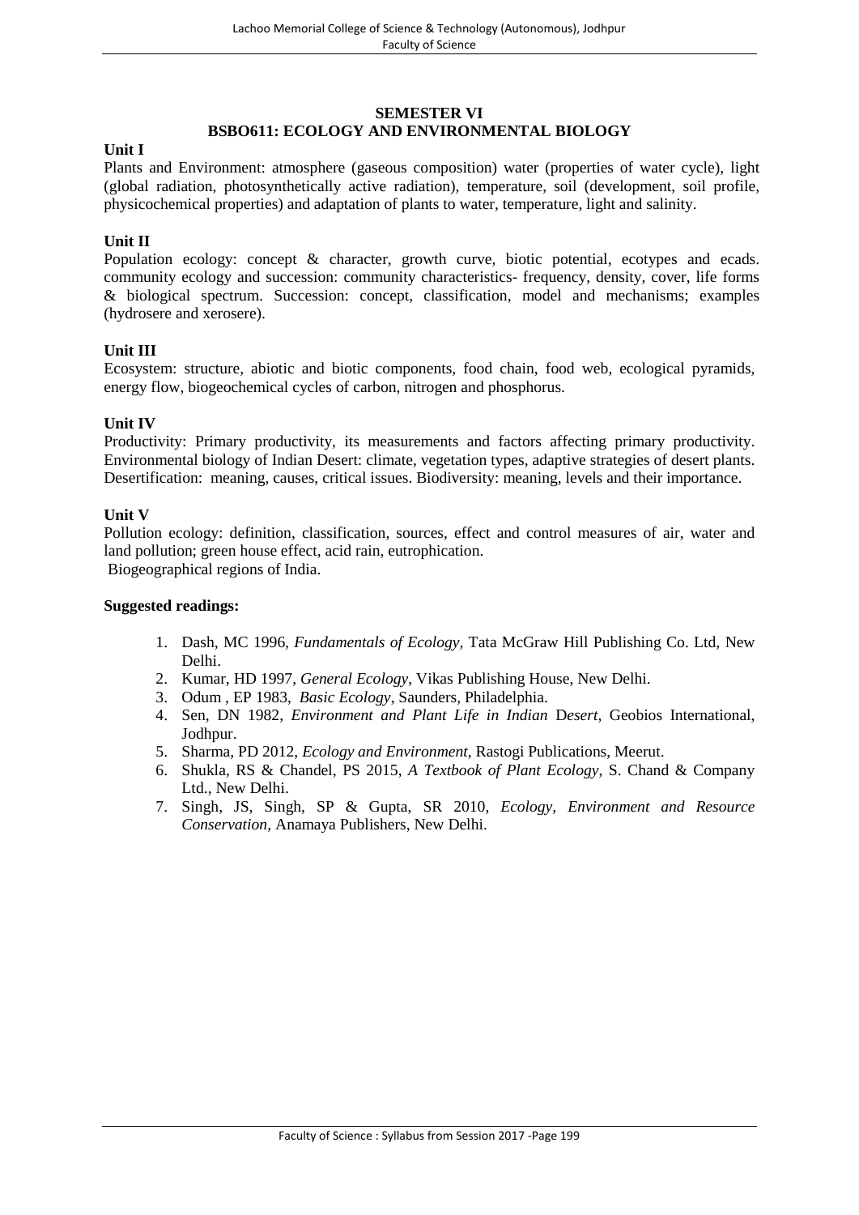## SEMESTER VI

## BSBO611: ECOLOGY AND ENVIRONMENTAL BIOLOGY

**Unit I**

Plants and Environment: atmosphere (gaseous composition) water (properties of water cycle), light (global radiation, photosynthetically active radiation), temperature, soil (development, soil profile, physicochemical properties) and adaptation of plants to water, temperature, light and salinity.

**Unit II**

Population ecology: concept & character, growth curve, biotic potential, ecotypes and ecads. community ecology and succession: community characteristics- frequency, density, cover, life forms & biological spectrum. Succession: concept, classification, model and mechanisms; examples (hydrosere and xerosere).

**Unit III**

Ecosystem: structure, abiotic and biotic components, food chain, food web, ecological pyramids, energy flow, biogeochemical cycles of carbon, nitrogen and phosphorus.

**Unit IV**

Productivity: Primary productivity, its measurements and factors affecting primary productivity. Environmental biology of Indian Desert: climate, vegetation types, adaptive strategies of desert plants. Desertification: meaning, causes, critical issues. Biodiversity: meaning, levels and their importance.

**Unit V**

Pollution ecology: definition, classification, sources, effect and control measures of air, water and land pollution; green house effect, acid rain, eutrophication.

Biogeographical regions of India.

**Suggested readings:**

1. Dash, MC 1996, *Fundamentals of Ecology*, Tata McGraw Hill Publishing Co. Ltd, New Delhi.
2. Kumar, HD 1997, *General Ecology*, Vikas Publishing House, New Delhi.
3. Odum , EP 1983, *Basic Ecology*, Saunders, Philadelphia.
4. Sen, DN 1982, *Environment and Plant Life in Indian Desert*, Geobios International, Jodhpur.
5. Sharma, PD 2012, *Ecology and Environment*, Rastogi Publications, Meerut.
6. Shukla, RS & Chandel, PS 2015, *A Textbook of Plant Ecology*, S. Chand & Company Ltd., New Delhi.
7. Singh, JS, Singh, SP & Gupta, SR 2010, *Ecology, Environment and Resource Conservation*, Anamaya Publishers, New Delhi.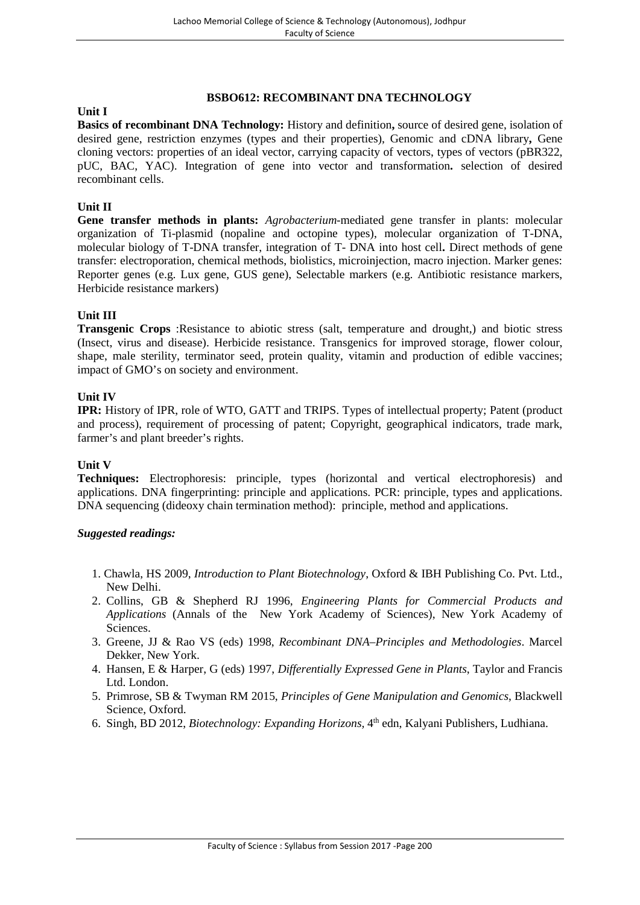## BSBO612: RECOMBINANT DNA TECHNOLOGY

**Unit I**

**Basics of recombinant DNA Technology:** History and definition**,** source of desired gene, isolation of desired gene, restriction enzymes (types and their properties), Genomic and cDNA library**,** Gene cloning vectors: properties of an ideal vector, carrying capacity of vectors, types of vectors (pBR322, pUC, BAC, YAC). Integration of gene into vector and transformation**.** selection of desired recombinant cells.

**Unit II**

**Gene transfer methods in plants:** *Agrobacterium*-mediated gene transfer in plants: molecular organization of Ti-plasmid (nopaline and octopine types), molecular organization of T-DNA, molecular biology of T-DNA transfer, integration of T- DNA into host cell**.** Direct methods of gene transfer: electroporation, chemical methods, biolistics, microinjection, macro injection. Marker genes: Reporter genes (e.g. Lux gene, GUS gene), Selectable markers (e.g. Antibiotic resistance markers, Herbicide resistance markers)

**Unit III**

**Transgenic Crops** :Resistance to abiotic stress (salt, temperature and drought,) and biotic stress (Insect, virus and disease). Herbicide resistance. Transgenics for improved storage, flower colour, shape, male sterility, terminator seed, protein quality, vitamin and production of edible vaccines; impact of GMO's on society and environment.

**Unit IV**

**IPR:** History of IPR, role of WTO, GATT and TRIPS. Types of intellectual property; Patent (product and process), requirement of processing of patent; Copyright, geographical indicators, trade mark, farmer's and plant breeder's rights.

**Unit V**

**Techniques:** Electrophoresis: principle, types (horizontal and vertical electrophoresis) and applications. DNA fingerprinting: principle and applications. PCR: principle, types and applications. DNA sequencing (dideoxy chain termination method): principle, method and applications.

***Suggested readings:***

1. Chawla, HS 2009, *Introduction to Plant Biotechnology*, Oxford & IBH Publishing Co. Pvt. Ltd., New Delhi.
2. Collins, GB & Shepherd RJ 1996, *Engineering Plants for Commercial Products and Applications* (Annals of the New York Academy of Sciences), New York Academy of Sciences.
3. Greene, JJ & Rao VS (eds) 1998, *Recombinant DNA–Principles and Methodologies*. Marcel Dekker, New York.
4. Hansen, E & Harper, G (eds) 1997, *Differentially Expressed Gene in Plants*, Taylor and Francis Ltd. London.
5. Primrose, SB & Twyman RM 2015, *Principles of Gene Manipulation and Genomics*, Blackwell Science, Oxford.
6. Singh, BD 2012, *Biotechnology: Expanding Horizons*, 4th edn, Kalyani Publishers, Ludhiana.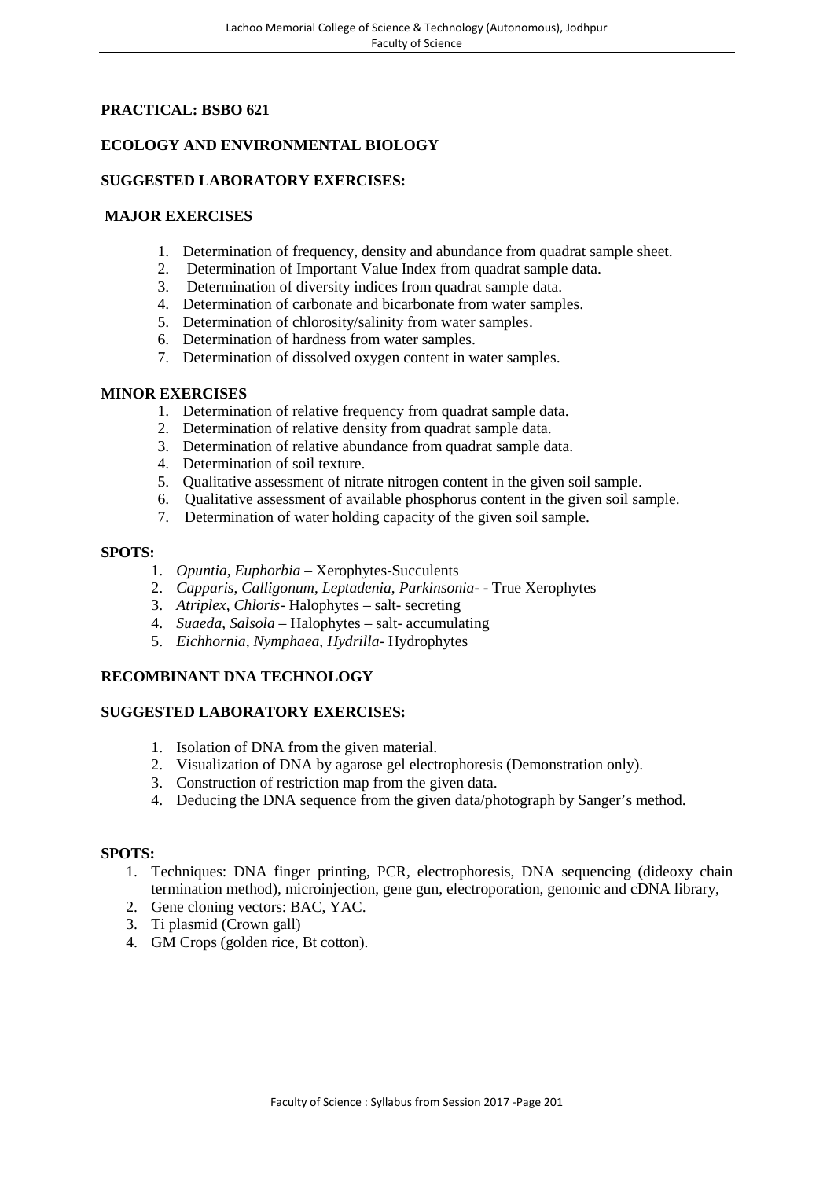**PRACTICAL: BSBO 621**

**ECOLOGY AND ENVIRONMENTAL BIOLOGY**

**SUGGESTED LABORATORY EXERCISES:**

**MAJOR EXERCISES**

1. Determination of frequency, density and abundance from quadrat sample sheet.
2. Determination of Important Value Index from quadrat sample data.
3. Determination of diversity indices from quadrat sample data.
4. Determination of carbonate and bicarbonate from water samples.
5. Determination of chlorosity/salinity from water samples.
6. Determination of hardness from water samples.
7. Determination of dissolved oxygen content in water samples.

**MINOR EXERCISES**

1. Determination of relative frequency from quadrat sample data.
2. Determination of relative density from quadrat sample data.
3. Determination of relative abundance from quadrat sample data.
4. Determination of soil texture.
5. Qualitative assessment of nitrate nitrogen content in the given soil sample.
6. Qualitative assessment of available phosphorus content in the given soil sample.
7. Determination of water holding capacity of the given soil sample.

**SPOTS:**

1. *Opuntia*, *Euphorbia* – Xerophytes-Succulents
2. *Capparis*, *Calligonum*, *Leptadenia*, *Parkinsonia*- - True Xerophytes
3. *Atriplex*, *Chloris*- Halophytes – salt- secreting
4. *Suaeda*, *Salsola* – Halophytes – salt- accumulating
5. *Eichhornia*, *Nymphaea*, *Hydrilla*- Hydrophytes

**RECOMBINANT DNA TECHNOLOGY**

**SUGGESTED LABORATORY EXERCISES:**

1. Isolation of DNA from the given material.
2. Visualization of DNA by agarose gel electrophoresis (Demonstration only).
3. Construction of restriction map from the given data.
4. Deducing the DNA sequence from the given data/photograph by Sanger's method.

**SPOTS:**

1. Techniques: DNA finger printing, PCR, electrophoresis, DNA sequencing (dideoxy chain termination method), microinjection, gene gun, electroporation, genomic and cDNA library,
2. Gene cloning vectors: BAC, YAC.
3. Ti plasmid (Crown gall)
4. GM Crops (golden rice, Bt cotton).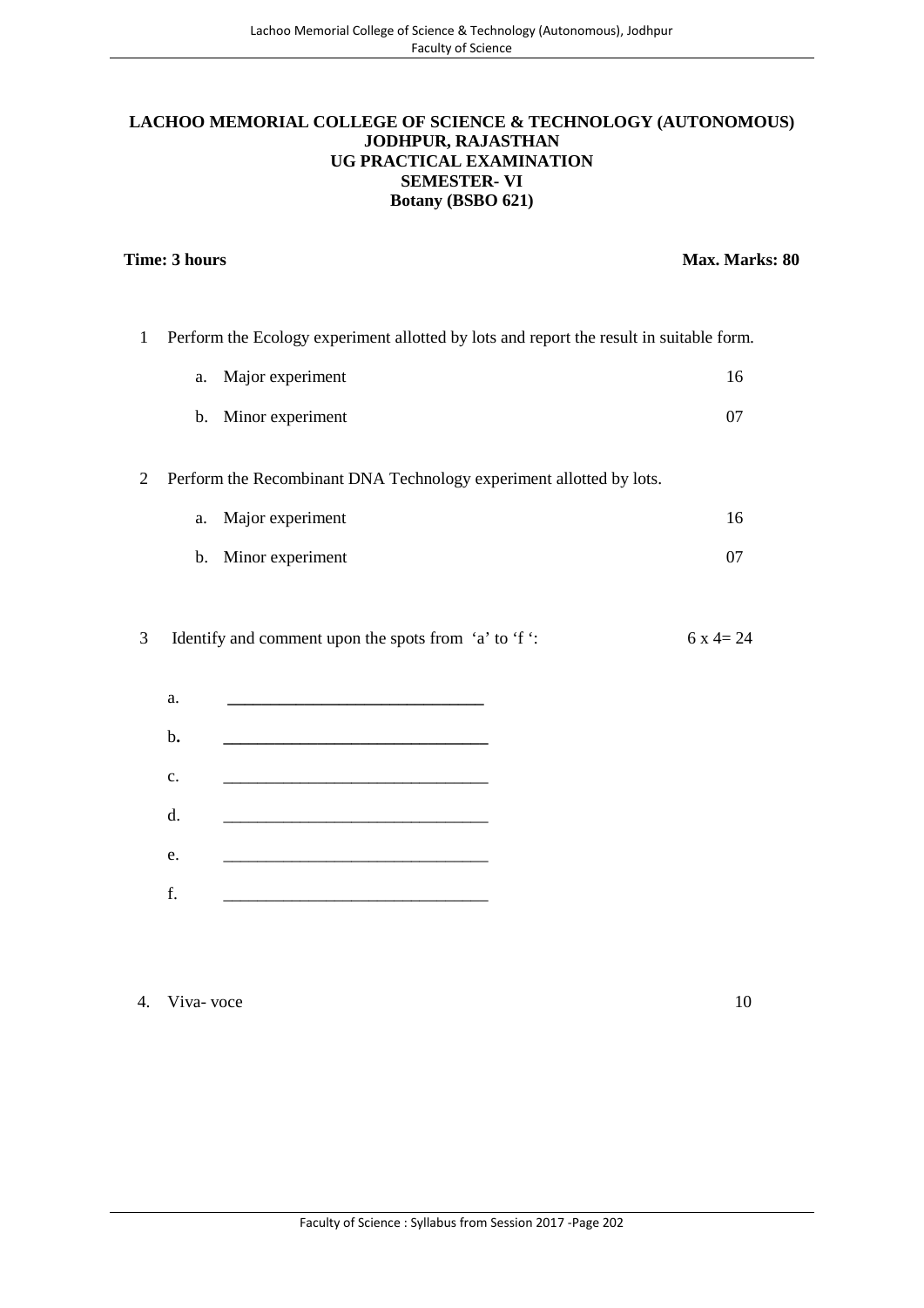**LACHOO MEMORIAL COLLEGE OF SCIENCE & TECHNOLOGY (AUTONOMOUS)**
**JODHPUR, RAJASTHAN**
**UG PRACTICAL EXAMINATION**
**SEMESTER- VI**
**Botany (BSBO 621)**

**Time: 3 hours** **Max. Marks: 80**

1 Perform the Ecology experiment allotted by lots and report the result in suitable form.

a. Major experiment 16

b. Minor experiment 07

2 Perform the Recombinant DNA Technology experiment allotted by lots.

a. Major experiment 16

b. Minor experiment 07

3 Identify and comment upon the spots from 'a' to 'f ': 6 x 4= 24

a. ______________________________

b. ______________________________

c. ______________________________

d. ______________________________

e. ______________________________

f. ______________________________

4. Viva- voce 10